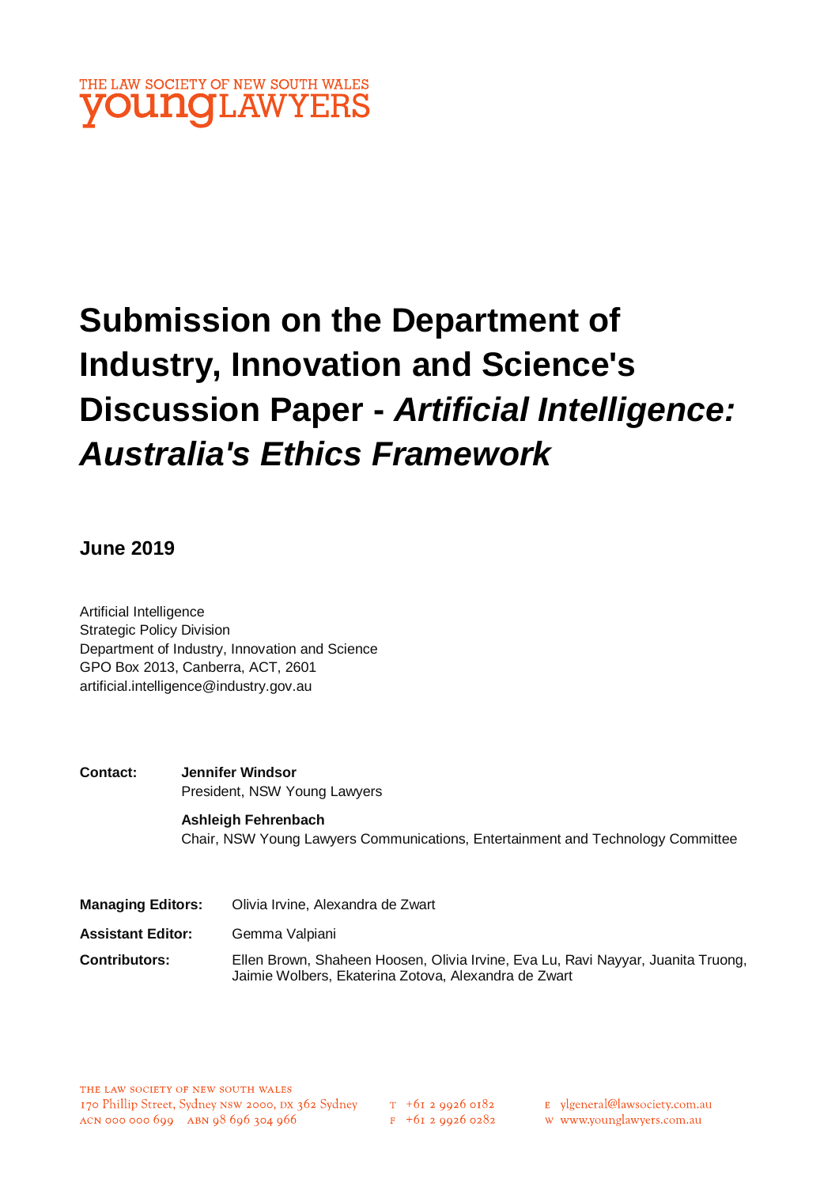THE LAW SOCIETY OF NEW SOUTH WALES
**young**LAWYERS

# Submission on the Department of Industry, Innovation and Science's Discussion Paper - *Artificial Intelligence: Australia's Ethics Framework*

**June 2019**

Artificial Intelligence
Strategic Policy Division
Department of Industry, Innovation and Science
GPO Box 2013, Canberra, ACT, 2601
artificial.intelligence@industry.gov.au

**Contact:** **Jennifer Windsor**
President, NSW Young Lawyers

**Ashleigh Fehrenbach**
Chair, NSW Young Lawyers Communications, Entertainment and Technology Committee

**Managing Editors:** Olivia Irvine, Alexandra de Zwart

**Assistant Editor:** Gemma Valpiani

**Contributors:** Ellen Brown, Shaheen Hoosen, Olivia Irvine, Eva Lu, Ravi Nayyar, Juanita Truong, Jaimie Wolbers, Ekaterina Zotova, Alexandra de Zwart

THE LAW SOCIETY OF NEW SOUTH WALES
170 Phillip Street, Sydney NSW 2000, DX 362 Sydney
ACN 000 000 699 ABN 98 696 304 966
T +61 2 9926 0182
F +61 2 9926 0282
E ylgeneral@lawsociety.com.au
W www.younglawyers.com.au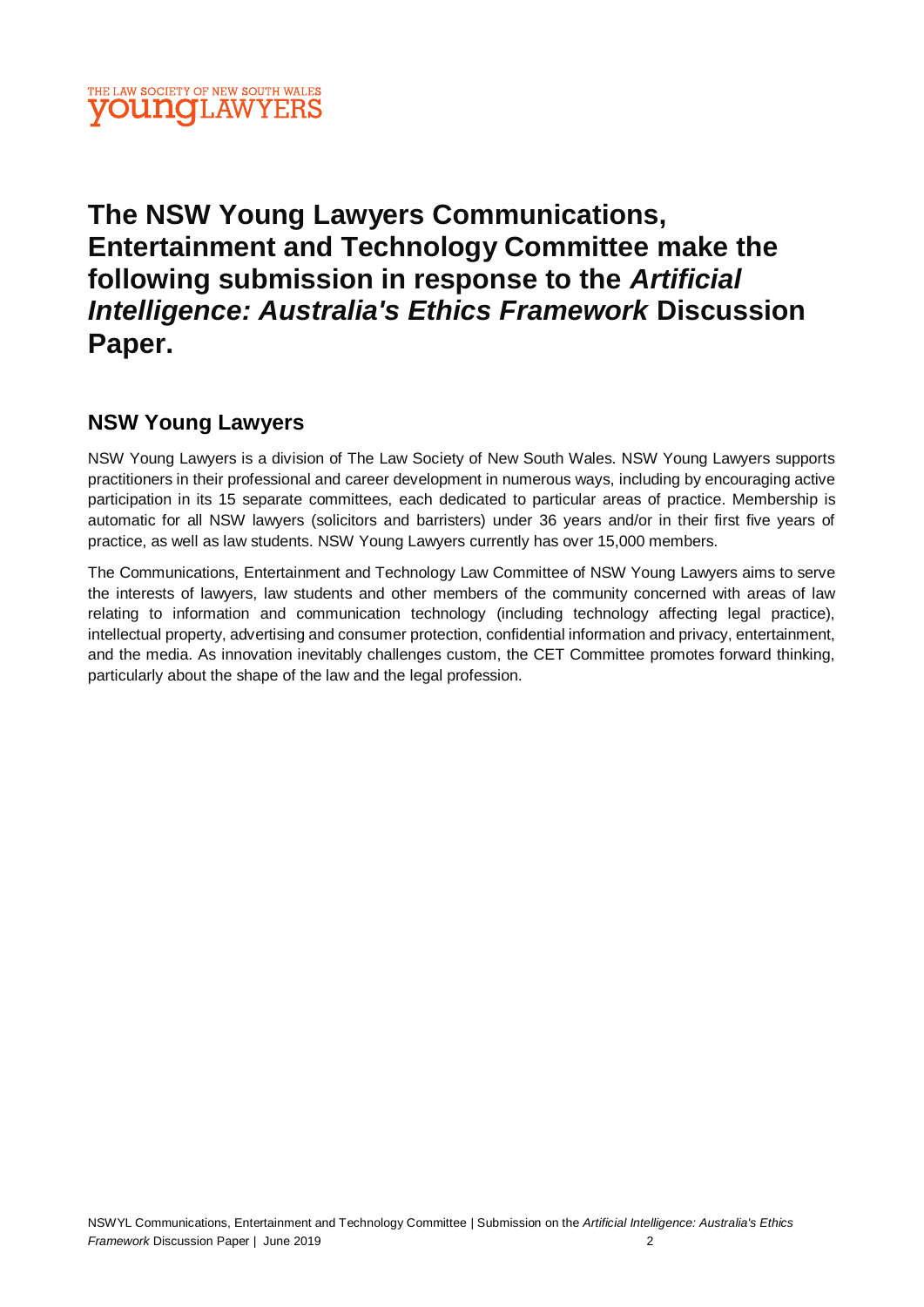# The NSW Young Lawyers Communications, Entertainment and Technology Committee make the following submission in response to the *Artificial Intelligence: Australia's Ethics Framework* Discussion Paper.

## NSW Young Lawyers

NSW Young Lawyers is a division of The Law Society of New South Wales. NSW Young Lawyers supports practitioners in their professional and career development in numerous ways, including by encouraging active participation in its 15 separate committees, each dedicated to particular areas of practice. Membership is automatic for all NSW lawyers (solicitors and barristers) under 36 years and/or in their first five years of practice, as well as law students. NSW Young Lawyers currently has over 15,000 members.

The Communications, Entertainment and Technology Law Committee of NSW Young Lawyers aims to serve the interests of lawyers, law students and other members of the community concerned with areas of law relating to information and communication technology (including technology affecting legal practice), intellectual property, advertising and consumer protection, confidential information and privacy, entertainment, and the media. As innovation inevitably challenges custom, the CET Committee promotes forward thinking, particularly about the shape of the law and the legal profession.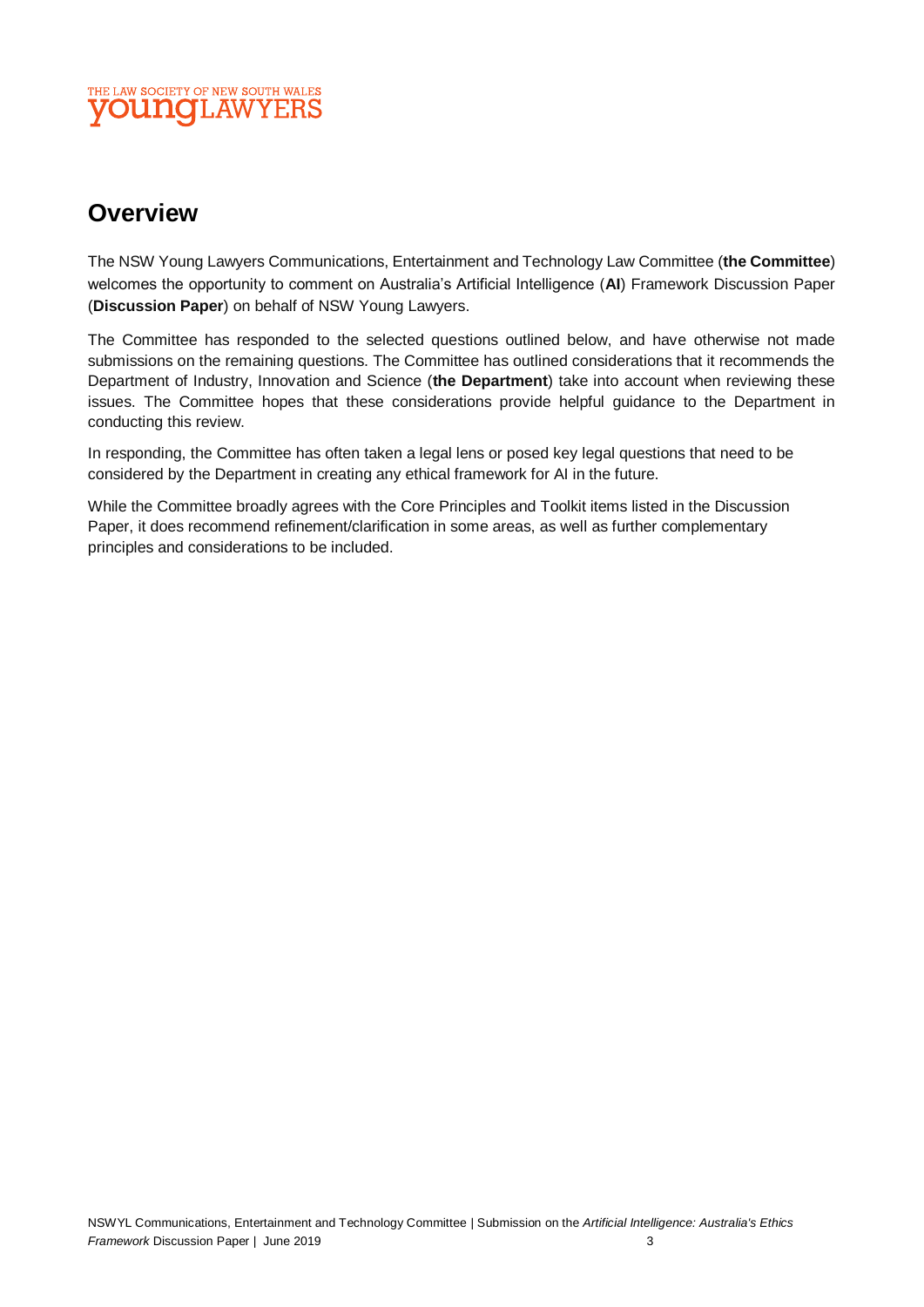## Overview

The NSW Young Lawyers Communications, Entertainment and Technology Law Committee (**the Committee**) welcomes the opportunity to comment on Australia's Artificial Intelligence (**AI**) Framework Discussion Paper (**Discussion Paper**) on behalf of NSW Young Lawyers.

The Committee has responded to the selected questions outlined below, and have otherwise not made submissions on the remaining questions. The Committee has outlined considerations that it recommends the Department of Industry, Innovation and Science (**the Department**) take into account when reviewing these issues. The Committee hopes that these considerations provide helpful guidance to the Department in conducting this review.

In responding, the Committee has often taken a legal lens or posed key legal questions that need to be considered by the Department in creating any ethical framework for AI in the future.

While the Committee broadly agrees with the Core Principles and Toolkit items listed in the Discussion Paper, it does recommend refinement/clarification in some areas, as well as further complementary principles and considerations to be included.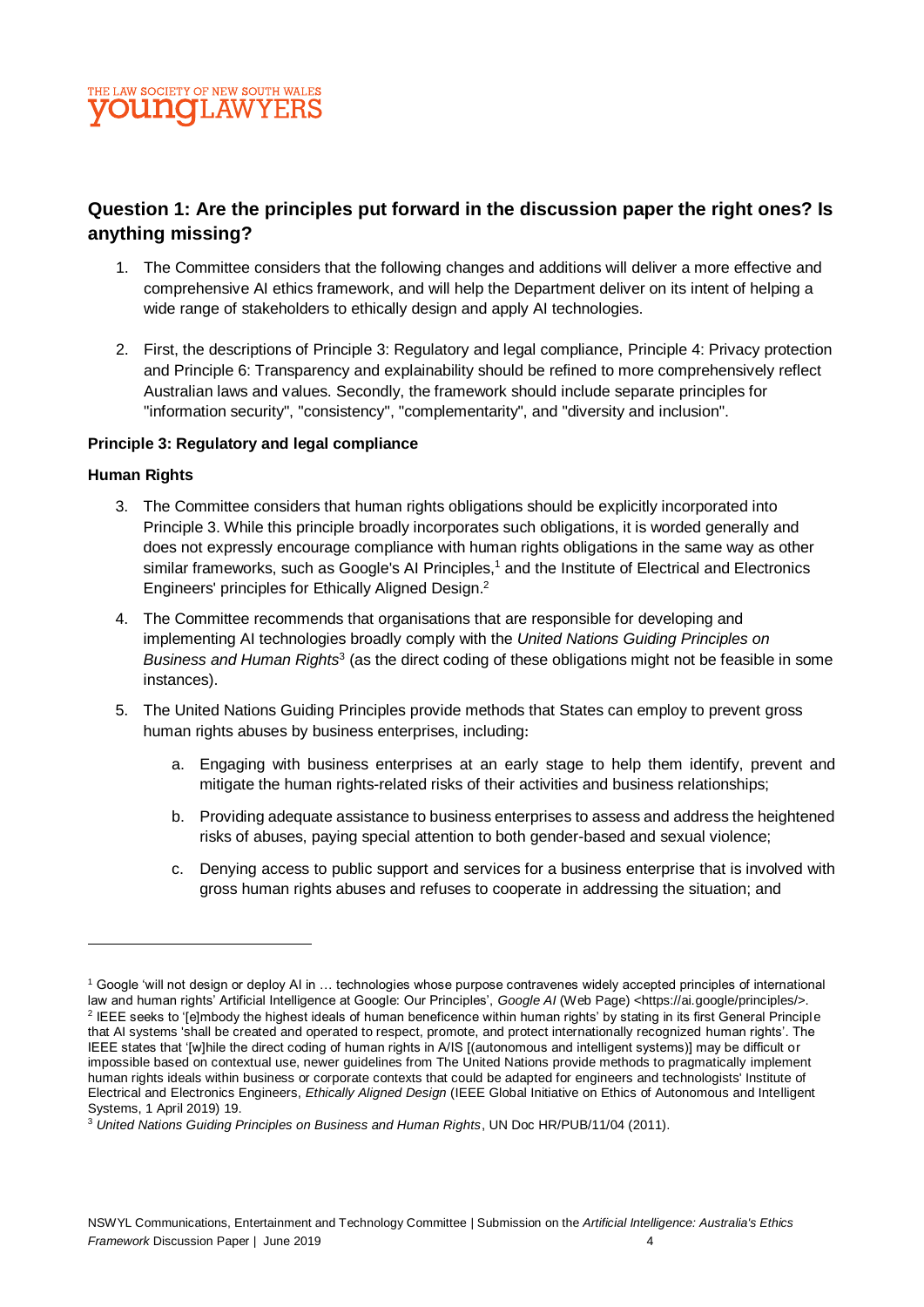## Question 1: Are the principles put forward in the discussion paper the right ones? Is anything missing?

1. The Committee considers that the following changes and additions will deliver a more effective and comprehensive AI ethics framework, and will help the Department deliver on its intent of helping a wide range of stakeholders to ethically design and apply AI technologies.

2. First, the descriptions of Principle 3: Regulatory and legal compliance, Principle 4: Privacy protection and Principle 6: Transparency and explainability should be refined to more comprehensively reflect Australian laws and values. Secondly, the framework should include separate principles for "information security", "consistency", "complementarity", and "diversity and inclusion".

**Principle 3: Regulatory and legal compliance**

**Human Rights**

3. The Committee considers that human rights obligations should be explicitly incorporated into Principle 3. While this principle broadly incorporates such obligations, it is worded generally and does not expressly encourage compliance with human rights obligations in the same way as other similar frameworks, such as Google's AI Principles,[1] and the Institute of Electrical and Electronics Engineers' principles for Ethically Aligned Design.[2]

4. The Committee recommends that organisations that are responsible for developing and implementing AI technologies broadly comply with the *United Nations Guiding Principles on Business and Human Rights*[3] (as the direct coding of these obligations might not be feasible in some instances).

5. The United Nations Guiding Principles provide methods that States can employ to prevent gross human rights abuses by business enterprises, including:

   a. Engaging with business enterprises at an early stage to help them identify, prevent and mitigate the human rights-related risks of their activities and business relationships;

   b. Providing adequate assistance to business enterprises to assess and address the heightened risks of abuses, paying special attention to both gender-based and sexual violence;

   c. Denying access to public support and services for a business enterprise that is involved with gross human rights abuses and refuses to cooperate in addressing the situation; and

---

[1] Google 'will not design or deploy AI in … technologies whose purpose contravenes widely accepted principles of international law and human rights' Artificial Intelligence at Google: Our Principles', *Google AI* (Web Page) <https://ai.google/principles/>.

[2] IEEE seeks to '[e]mbody the highest ideals of human beneficence within human rights' by stating in its first General Principle that AI systems 'shall be created and operated to respect, promote, and protect internationally recognized human rights'. The IEEE states that '[w]hile the direct coding of human rights in A/IS [(autonomous and intelligent systems)] may be difficult or impossible based on contextual use, newer guidelines from The United Nations provide methods to pragmatically implement human rights ideals within business or corporate contexts that could be adapted for engineers and technologists' Institute of Electrical and Electronics Engineers, *Ethically Aligned Design* (IEEE Global Initiative on Ethics of Autonomous and Intelligent Systems, 1 April 2019) 19.

[3] *United Nations Guiding Principles on Business and Human Rights*, UN Doc HR/PUB/11/04 (2011).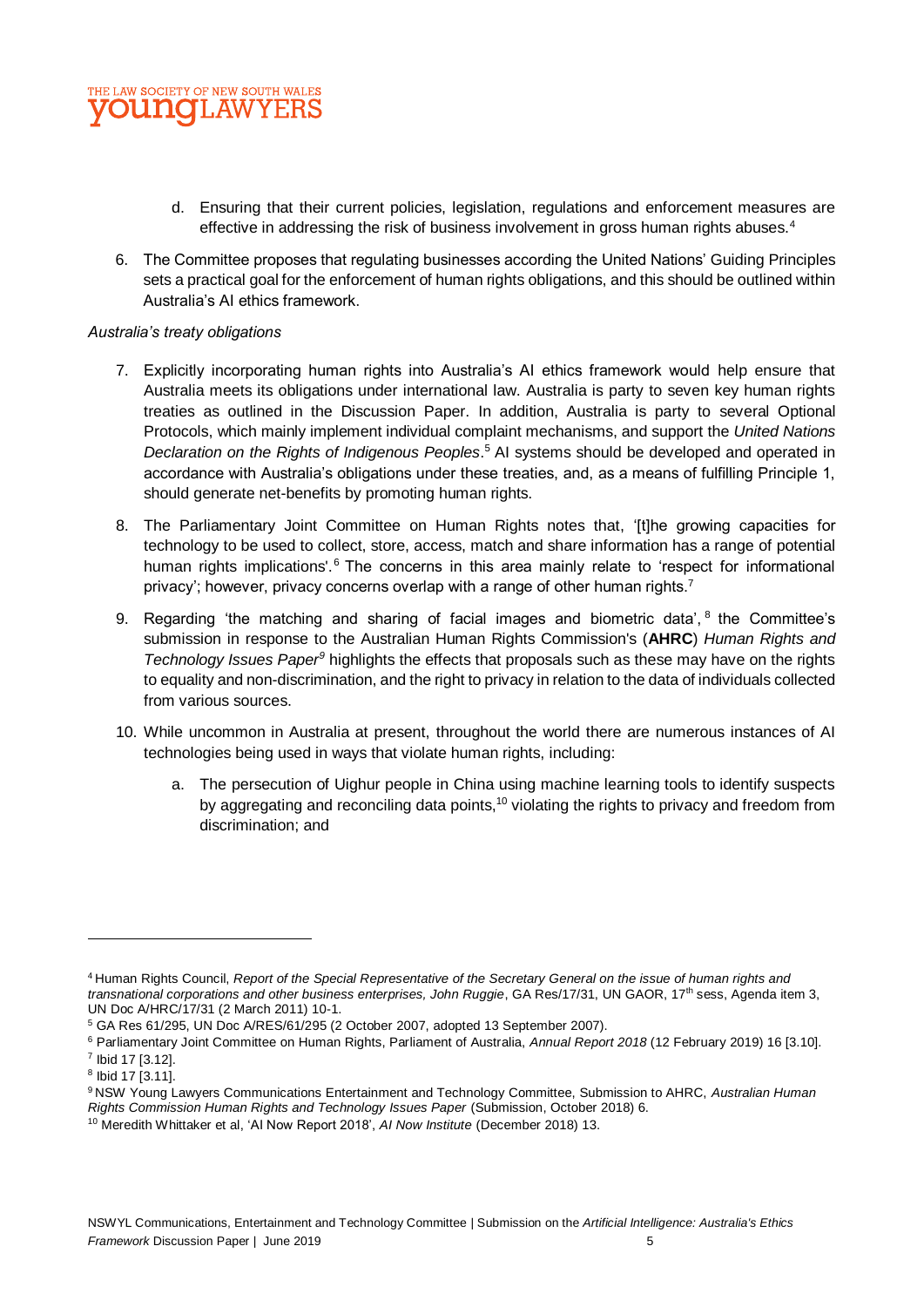d. Ensuring that their current policies, legislation, regulations and enforcement measures are effective in addressing the risk of business involvement in gross human rights abuses.[4]

6. The Committee proposes that regulating businesses according the United Nations' Guiding Principles sets a practical goal for the enforcement of human rights obligations, and this should be outlined within Australia's AI ethics framework.

*Australia's treaty obligations*

7. Explicitly incorporating human rights into Australia's AI ethics framework would help ensure that Australia meets its obligations under international law. Australia is party to seven key human rights treaties as outlined in the Discussion Paper. In addition, Australia is party to several Optional Protocols, which mainly implement individual complaint mechanisms, and support the *United Nations Declaration on the Rights of Indigenous Peoples*.[5] AI systems should be developed and operated in accordance with Australia's obligations under these treaties, and, as a means of fulfilling Principle 1, should generate net-benefits by promoting human rights.

8. The Parliamentary Joint Committee on Human Rights notes that, '[t]he growing capacities for technology to be used to collect, store, access, match and share information has a range of potential human rights implications'.[6] The concerns in this area mainly relate to 'respect for informational privacy'; however, privacy concerns overlap with a range of other human rights.[7]

9. Regarding 'the matching and sharing of facial images and biometric data',[8] the Committee's submission in response to the Australian Human Rights Commission's (**AHRC**) *Human Rights and Technology Issues Paper*[9] highlights the effects that proposals such as these may have on the rights to equality and non-discrimination, and the right to privacy in relation to the data of individuals collected from various sources.

10. While uncommon in Australia at present, throughout the world there are numerous instances of AI technologies being used in ways that violate human rights, including:

    a. The persecution of Uighur people in China using machine learning tools to identify suspects by aggregating and reconciling data points,[10] violating the rights to privacy and freedom from discrimination; and

---

[4] Human Rights Council, *Report of the Special Representative of the Secretary General on the issue of human rights and transnational corporations and other business enterprises, John Ruggie*, GA Res/17/31, UN GAOR, 17th sess, Agenda item 3, UN Doc A/HRC/17/31 (2 March 2011) 10-1.

[5] GA Res 61/295, UN Doc A/RES/61/295 (2 October 2007, adopted 13 September 2007).

[6] Parliamentary Joint Committee on Human Rights, Parliament of Australia, *Annual Report 2018* (12 February 2019) 16 [3.10].

[7] Ibid 17 [3.12].

[8] Ibid 17 [3.11].

[9] NSW Young Lawyers Communications Entertainment and Technology Committee, Submission to AHRC, *Australian Human Rights Commission Human Rights and Technology Issues Paper* (Submission, October 2018) 6.

[10] Meredith Whittaker et al, 'AI Now Report 2018', *AI Now Institute* (December 2018) 13.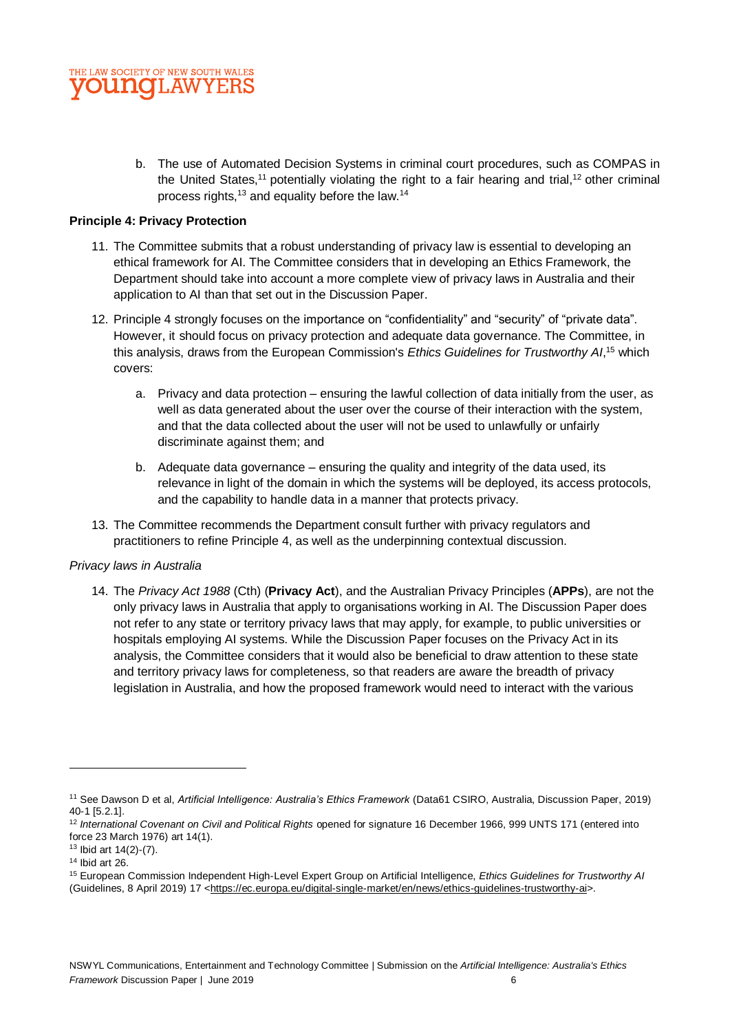b. The use of Automated Decision Systems in criminal court procedures, such as COMPAS in the United States,[11] potentially violating the right to a fair hearing and trial,[12] other criminal process rights,[13] and equality before the law.[14]

**Principle 4: Privacy Protection**

11. The Committee submits that a robust understanding of privacy law is essential to developing an ethical framework for AI. The Committee considers that in developing an Ethics Framework, the Department should take into account a more complete view of privacy laws in Australia and their application to AI than that set out in the Discussion Paper.

12. Principle 4 strongly focuses on the importance on "confidentiality" and "security" of "private data". However, it should focus on privacy protection and adequate data governance. The Committee, in this analysis, draws from the European Commission's *Ethics Guidelines for Trustworthy AI*,[15] which covers:

    a. Privacy and data protection – ensuring the lawful collection of data initially from the user, as well as data generated about the user over the course of their interaction with the system, and that the data collected about the user will not be used to unlawfully or unfairly discriminate against them; and

    b. Adequate data governance – ensuring the quality and integrity of the data used, its relevance in light of the domain in which the systems will be deployed, its access protocols, and the capability to handle data in a manner that protects privacy.

13. The Committee recommends the Department consult further with privacy regulators and practitioners to refine Principle 4, as well as the underpinning contextual discussion.

*Privacy laws in Australia*

14. The *Privacy Act 1988* (Cth) (**Privacy Act**), and the Australian Privacy Principles (**APPs**), are not the only privacy laws in Australia that apply to organisations working in AI. The Discussion Paper does not refer to any state or territory privacy laws that may apply, for example, to public universities or hospitals employing AI systems. While the Discussion Paper focuses on the Privacy Act in its analysis, the Committee considers that it would also be beneficial to draw attention to these state and territory privacy laws for completeness, so that readers are aware the breadth of privacy legislation in Australia, and how the proposed framework would need to interact with the various

---

[11] See Dawson D et al, *Artificial Intelligence: Australia's Ethics Framework* (Data61 CSIRO, Australia, Discussion Paper, 2019) 40-1 [5.2.1].

[12] *International Covenant on Civil and Political Rights* opened for signature 16 December 1966, 999 UNTS 171 (entered into force 23 March 1976) art 14(1).

[13] Ibid art 14(2)-(7).

[14] Ibid art 26.

[15] European Commission Independent High-Level Expert Group on Artificial Intelligence, *Ethics Guidelines for Trustworthy AI* (Guidelines, 8 April 2019) 17 <https://ec.europa.eu/digital-single-market/en/news/ethics-guidelines-trustworthy-ai>.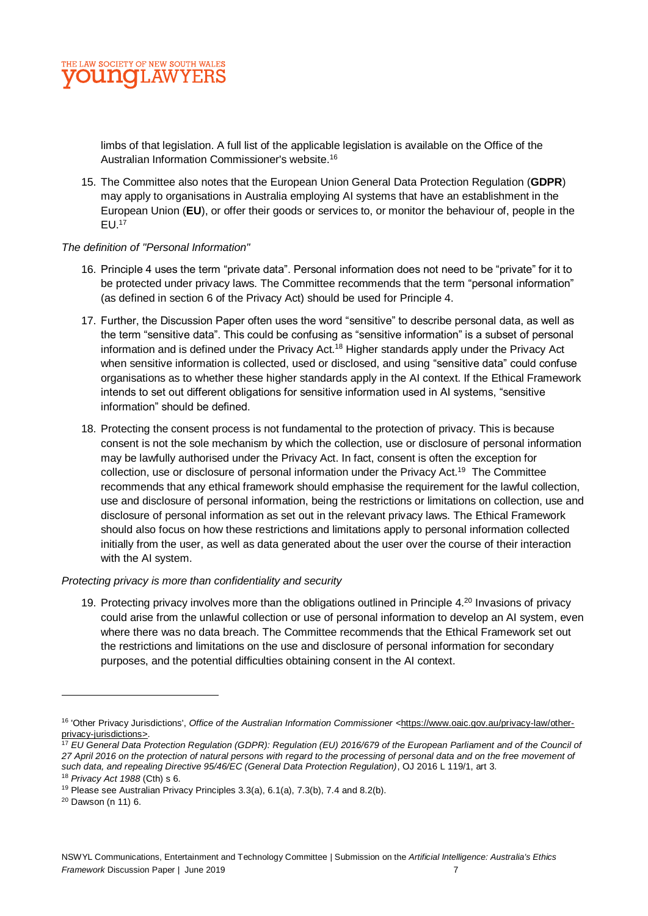limbs of that legislation. A full list of the applicable legislation is available on the Office of the Australian Information Commissioner's website.[16]

15. The Committee also notes that the European Union General Data Protection Regulation (**GDPR**) may apply to organisations in Australia employing AI systems that have an establishment in the European Union (**EU**), or offer their goods or services to, or monitor the behaviour of, people in the EU.[17]

*The definition of "Personal Information"*

16. Principle 4 uses the term "private data". Personal information does not need to be "private" for it to be protected under privacy laws. The Committee recommends that the term "personal information" (as defined in section 6 of the Privacy Act) should be used for Principle 4.

17. Further, the Discussion Paper often uses the word "sensitive" to describe personal data, as well as the term "sensitive data". This could be confusing as "sensitive information" is a subset of personal information and is defined under the Privacy Act.[18] Higher standards apply under the Privacy Act when sensitive information is collected, used or disclosed, and using "sensitive data" could confuse organisations as to whether these higher standards apply in the AI context. If the Ethical Framework intends to set out different obligations for sensitive information used in AI systems, "sensitive information" should be defined.

18. Protecting the consent process is not fundamental to the protection of privacy. This is because consent is not the sole mechanism by which the collection, use or disclosure of personal information may be lawfully authorised under the Privacy Act. In fact, consent is often the exception for collection, use or disclosure of personal information under the Privacy Act.[19] The Committee recommends that any ethical framework should emphasise the requirement for the lawful collection, use and disclosure of personal information, being the restrictions or limitations on collection, use and disclosure of personal information as set out in the relevant privacy laws. The Ethical Framework should also focus on how these restrictions and limitations apply to personal information collected initially from the user, as well as data generated about the user over the course of their interaction with the AI system.

*Protecting privacy is more than confidentiality and security*

19. Protecting privacy involves more than the obligations outlined in Principle 4.[20] Invasions of privacy could arise from the unlawful collection or use of personal information to develop an AI system, even where there was no data breach. The Committee recommends that the Ethical Framework set out the restrictions and limitations on the use and disclosure of personal information for secondary purposes, and the potential difficulties obtaining consent in the AI context.

---

[16] 'Other Privacy Jurisdictions', *Office of the Australian Information Commissioner* <https://www.oaic.gov.au/privacy-law/other-privacy-jurisdictions>.

[17] *EU General Data Protection Regulation (GDPR): Regulation (EU) 2016/679 of the European Parliament and of the Council of 27 April 2016 on the protection of natural persons with regard to the processing of personal data and on the free movement of such data, and repealing Directive 95/46/EC (General Data Protection Regulation)*, OJ 2016 L 119/1, art 3.

[18] *Privacy Act 1988* (Cth) s 6.

[19] Please see Australian Privacy Principles 3.3(a), 6.1(a), 7.3(b), 7.4 and 8.2(b).

[20] Dawson (n 11) 6.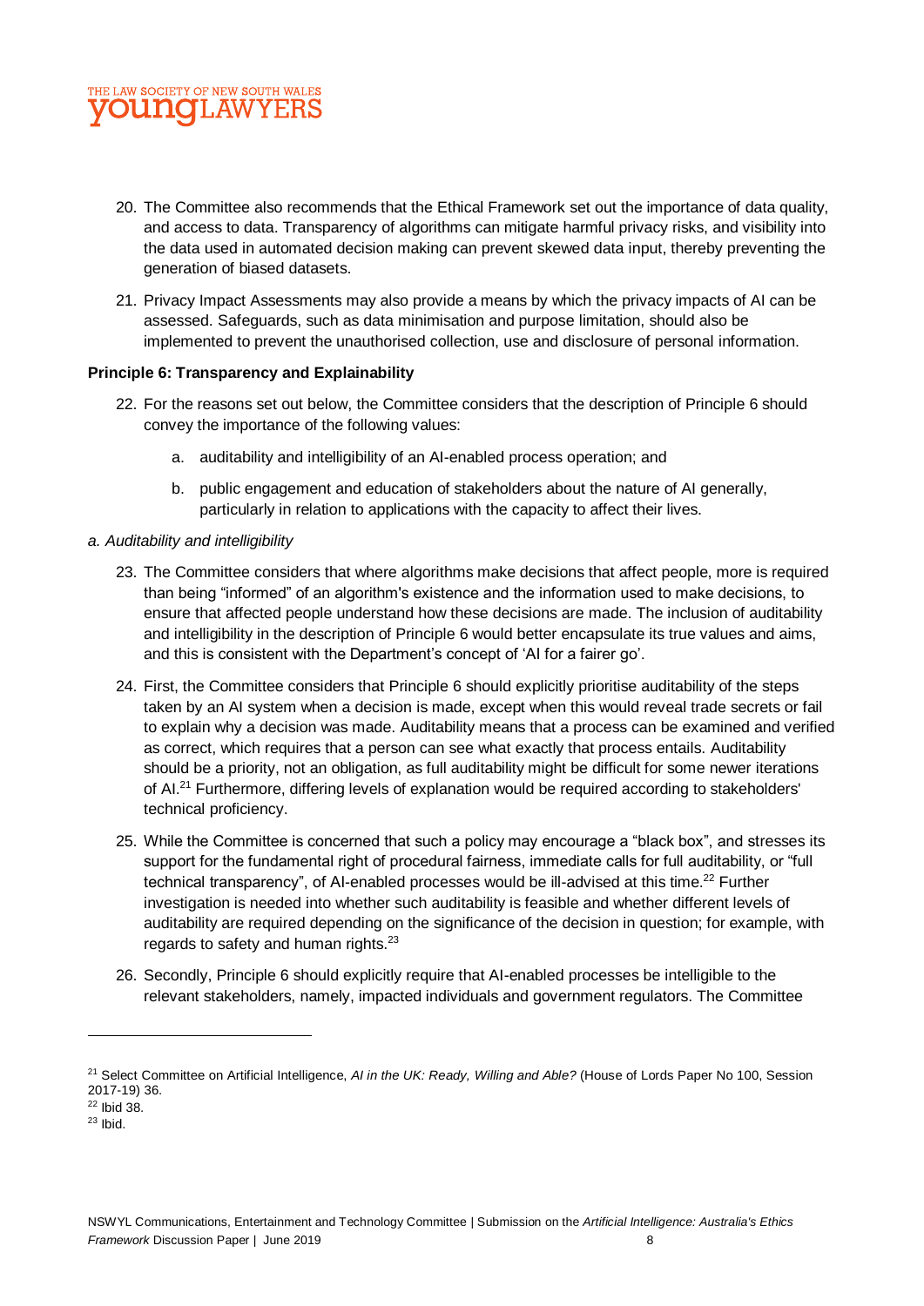20. The Committee also recommends that the Ethical Framework set out the importance of data quality, and access to data. Transparency of algorithms can mitigate harmful privacy risks, and visibility into the data used in automated decision making can prevent skewed data input, thereby preventing the generation of biased datasets.

21. Privacy Impact Assessments may also provide a means by which the privacy impacts of AI can be assessed. Safeguards, such as data minimisation and purpose limitation, should also be implemented to prevent the unauthorised collection, use and disclosure of personal information.

**Principle 6: Transparency and Explainability**

22. For the reasons set out below, the Committee considers that the description of Principle 6 should convey the importance of the following values:

    a. auditability and intelligibility of an AI-enabled process operation; and

    b. public engagement and education of stakeholders about the nature of AI generally, particularly in relation to applications with the capacity to affect their lives.

*a. Auditability and intelligibility*

23. The Committee considers that where algorithms make decisions that affect people, more is required than being "informed" of an algorithm's existence and the information used to make decisions, to ensure that affected people understand how these decisions are made. The inclusion of auditability and intelligibility in the description of Principle 6 would better encapsulate its true values and aims, and this is consistent with the Department's concept of 'AI for a fairer go'.

24. First, the Committee considers that Principle 6 should explicitly prioritise auditability of the steps taken by an AI system when a decision is made, except when this would reveal trade secrets or fail to explain why a decision was made. Auditability means that a process can be examined and verified as correct, which requires that a person can see what exactly that process entails. Auditability should be a priority, not an obligation, as full auditability might be difficult for some newer iterations of AI.[21] Furthermore, differing levels of explanation would be required according to stakeholders' technical proficiency.

25. While the Committee is concerned that such a policy may encourage a "black box", and stresses its support for the fundamental right of procedural fairness, immediate calls for full auditability, or "full technical transparency", of AI-enabled processes would be ill-advised at this time.[22] Further investigation is needed into whether such auditability is feasible and whether different levels of auditability are required depending on the significance of the decision in question; for example, with regards to safety and human rights.[23]

26. Secondly, Principle 6 should explicitly require that AI-enabled processes be intelligible to the relevant stakeholders, namely, impacted individuals and government regulators. The Committee

---

[21] Select Committee on Artificial Intelligence, *AI in the UK: Ready, Willing and Able?* (House of Lords Paper No 100, Session 2017-19) 36.

[22] Ibid 38.

[23] Ibid.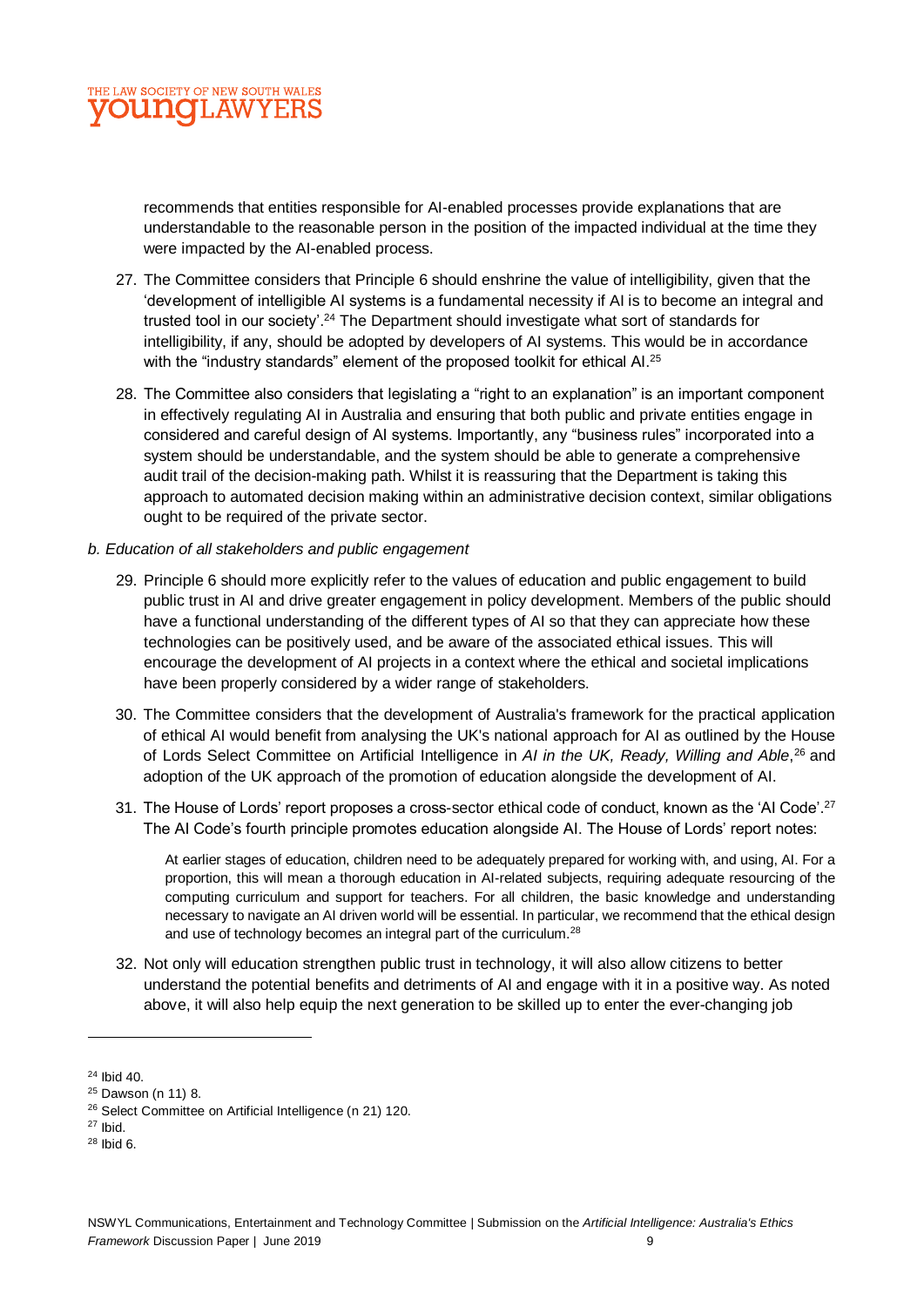recommends that entities responsible for AI-enabled processes provide explanations that are understandable to the reasonable person in the position of the impacted individual at the time they were impacted by the AI-enabled process.

27. The Committee considers that Principle 6 should enshrine the value of intelligibility, given that the 'development of intelligible AI systems is a fundamental necessity if AI is to become an integral and trusted tool in our society'.[24] The Department should investigate what sort of standards for intelligibility, if any, should be adopted by developers of AI systems. This would be in accordance with the "industry standards" element of the proposed toolkit for ethical AI.[25]

28. The Committee also considers that legislating a "right to an explanation" is an important component in effectively regulating AI in Australia and ensuring that both public and private entities engage in considered and careful design of AI systems. Importantly, any "business rules" incorporated into a system should be understandable, and the system should be able to generate a comprehensive audit trail of the decision-making path. Whilst it is reassuring that the Department is taking this approach to automated decision making within an administrative decision context, similar obligations ought to be required of the private sector.

*b. Education of all stakeholders and public engagement*

29. Principle 6 should more explicitly refer to the values of education and public engagement to build public trust in AI and drive greater engagement in policy development. Members of the public should have a functional understanding of the different types of AI so that they can appreciate how these technologies can be positively used, and be aware of the associated ethical issues. This will encourage the development of AI projects in a context where the ethical and societal implications have been properly considered by a wider range of stakeholders.

30. The Committee considers that the development of Australia's framework for the practical application of ethical AI would benefit from analysing the UK's national approach for AI as outlined by the House of Lords Select Committee on Artificial Intelligence in *AI in the UK, Ready, Willing and Able*,[26] and adoption of the UK approach of the promotion of education alongside the development of AI.

31. The House of Lords' report proposes a cross-sector ethical code of conduct, known as the 'AI Code'.[27] The AI Code's fourth principle promotes education alongside AI. The House of Lords' report notes:

> At earlier stages of education, children need to be adequately prepared for working with, and using, AI. For a proportion, this will mean a thorough education in AI-related subjects, requiring adequate resourcing of the computing curriculum and support for teachers. For all children, the basic knowledge and understanding necessary to navigate an AI driven world will be essential. In particular, we recommend that the ethical design and use of technology becomes an integral part of the curriculum.[28]

32. Not only will education strengthen public trust in technology, it will also allow citizens to better understand the potential benefits and detriments of AI and engage with it in a positive way. As noted above, it will also help equip the next generation to be skilled up to enter the ever-changing job

---

[24] Ibid 40.

[25] Dawson (n 11) 8.

[26] Select Committee on Artificial Intelligence (n 21) 120.

[27] Ibid.

[28] Ibid 6.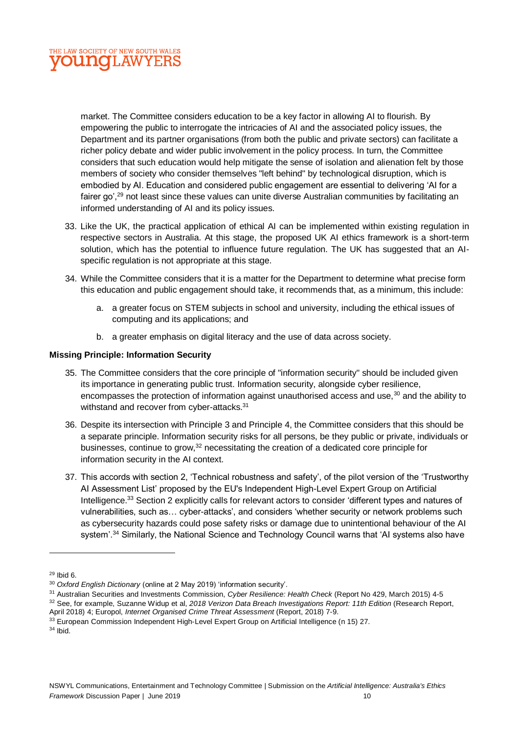market. The Committee considers education to be a key factor in allowing AI to flourish. By empowering the public to interrogate the intricacies of AI and the associated policy issues, the Department and its partner organisations (from both the public and private sectors) can facilitate a richer policy debate and wider public involvement in the policy process. In turn, the Committee considers that such education would help mitigate the sense of isolation and alienation felt by those members of society who consider themselves "left behind" by technological disruption, which is embodied by AI. Education and considered public engagement are essential to delivering 'AI for a fairer go',[29] not least since these values can unite diverse Australian communities by facilitating an informed understanding of AI and its policy issues.

33. Like the UK, the practical application of ethical AI can be implemented within existing regulation in respective sectors in Australia. At this stage, the proposed UK AI ethics framework is a short-term solution, which has the potential to influence future regulation. The UK has suggested that an AI-specific regulation is not appropriate at this stage.

34. While the Committee considers that it is a matter for the Department to determine what precise form this education and public engagement should take, it recommends that, as a minimum, this include:

    a. a greater focus on STEM subjects in school and university, including the ethical issues of computing and its applications; and

    b. a greater emphasis on digital literacy and the use of data across society.

**Missing Principle: Information Security**

35. The Committee considers that the core principle of "information security" should be included given its importance in generating public trust. Information security, alongside cyber resilience, encompasses the protection of information against unauthorised access and use,[30] and the ability to withstand and recover from cyber-attacks.[31]

36. Despite its intersection with Principle 3 and Principle 4, the Committee considers that this should be a separate principle. Information security risks for all persons, be they public or private, individuals or businesses, continue to grow,[32] necessitating the creation of a dedicated core principle for information security in the AI context.

37. This accords with section 2, 'Technical robustness and safety', of the pilot version of the 'Trustworthy AI Assessment List' proposed by the EU's Independent High-Level Expert Group on Artificial Intelligence.[33] Section 2 explicitly calls for relevant actors to consider 'different types and natures of vulnerabilities, such as… cyber-attacks', and considers 'whether security or network problems such as cybersecurity hazards could pose safety risks or damage due to unintentional behaviour of the AI system'.[34] Similarly, the National Science and Technology Council warns that 'AI systems also have

---

[29] Ibid 6.

[30] *Oxford English Dictionary* (online at 2 May 2019) 'information security'.

[31] Australian Securities and Investments Commission, *Cyber Resilience: Health Check* (Report No 429, March 2015) 4-5

[32] See, for example, Suzanne Widup et al, *2018 Verizon Data Breach Investigations Report: 11th Edition* (Research Report, April 2018) 4; Europol, *Internet Organised Crime Threat Assessment* (Report, 2018) 7-9.

[33] European Commission Independent High-Level Expert Group on Artificial Intelligence (n 15) 27.

[34] Ibid.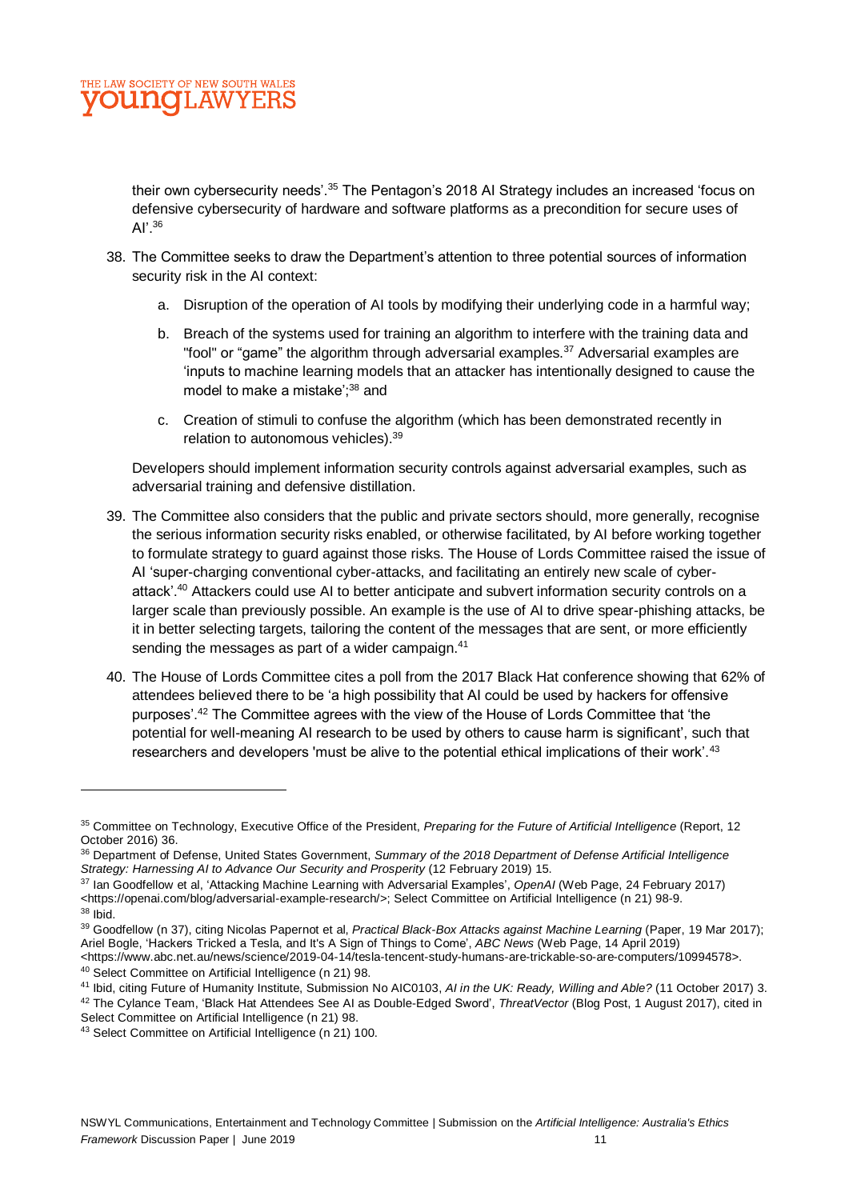their own cybersecurity needs'.[35] The Pentagon's 2018 AI Strategy includes an increased 'focus on defensive cybersecurity of hardware and software platforms as a precondition for secure uses of AI'.[36]

38. The Committee seeks to draw the Department's attention to three potential sources of information security risk in the AI context:

    a. Disruption of the operation of AI tools by modifying their underlying code in a harmful way;

    b. Breach of the systems used for training an algorithm to interfere with the training data and "fool" or "game" the algorithm through adversarial examples.[37] Adversarial examples are 'inputs to machine learning models that an attacker has intentionally designed to cause the model to make a mistake';[38] and

    c. Creation of stimuli to confuse the algorithm (which has been demonstrated recently in relation to autonomous vehicles).[39]

    Developers should implement information security controls against adversarial examples, such as adversarial training and defensive distillation.

39. The Committee also considers that the public and private sectors should, more generally, recognise the serious information security risks enabled, or otherwise facilitated, by AI before working together to formulate strategy to guard against those risks. The House of Lords Committee raised the issue of AI 'super-charging conventional cyber-attacks, and facilitating an entirely new scale of cyber-attack'.[40] Attackers could use AI to better anticipate and subvert information security controls on a larger scale than previously possible. An example is the use of AI to drive spear-phishing attacks, be it in better selecting targets, tailoring the content of the messages that are sent, or more efficiently sending the messages as part of a wider campaign.[41]

40. The House of Lords Committee cites a poll from the 2017 Black Hat conference showing that 62% of attendees believed there to be 'a high possibility that AI could be used by hackers for offensive purposes'.[42] The Committee agrees with the view of the House of Lords Committee that 'the potential for well-meaning AI research to be used by others to cause harm is significant', such that researchers and developers 'must be alive to the potential ethical implications of their work'.[43]

---

[35] Committee on Technology, Executive Office of the President, *Preparing for the Future of Artificial Intelligence* (Report, 12 October 2016) 36.

[36] Department of Defense, United States Government, *Summary of the 2018 Department of Defense Artificial Intelligence Strategy: Harnessing AI to Advance Our Security and Prosperity* (12 February 2019) 15.

[37] Ian Goodfellow et al, 'Attacking Machine Learning with Adversarial Examples', *OpenAI* (Web Page, 24 February 2017) <https://openai.com/blog/adversarial-example-research/>; Select Committee on Artificial Intelligence (n 21) 98-9.

[38] Ibid.

[39] Goodfellow (n 37), citing Nicolas Papernot et al, *Practical Black-Box Attacks against Machine Learning* (Paper, 19 Mar 2017); Ariel Bogle, 'Hackers Tricked a Tesla, and It's A Sign of Things to Come', *ABC News* (Web Page, 14 April 2019) <https://www.abc.net.au/news/science/2019-04-14/tesla-tencent-study-humans-are-trickable-so-are-computers/10994578>.

[40] Select Committee on Artificial Intelligence (n 21) 98.

[41] Ibid, citing Future of Humanity Institute, Submission No AIC0103, *AI in the UK: Ready, Willing and Able?* (11 October 2017) 3.

[42] The Cylance Team, 'Black Hat Attendees See AI as Double-Edged Sword', *ThreatVector* (Blog Post, 1 August 2017), cited in Select Committee on Artificial Intelligence (n 21) 98.

[43] Select Committee on Artificial Intelligence (n 21) 100.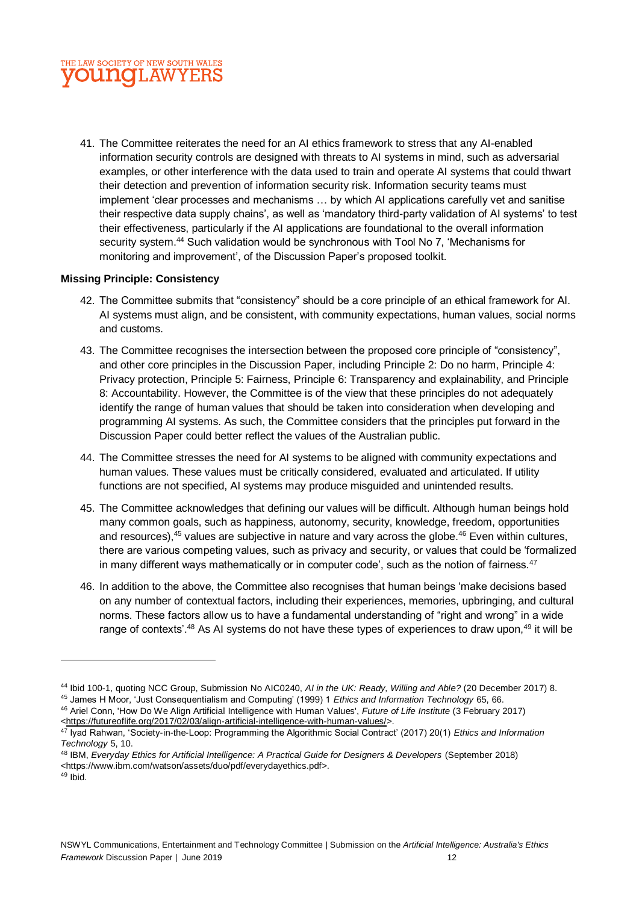41. The Committee reiterates the need for an AI ethics framework to stress that any AI-enabled information security controls are designed with threats to AI systems in mind, such as adversarial examples, or other interference with the data used to train and operate AI systems that could thwart their detection and prevention of information security risk. Information security teams must implement 'clear processes and mechanisms … by which AI applications carefully vet and sanitise their respective data supply chains', as well as 'mandatory third-party validation of AI systems' to test their effectiveness, particularly if the AI applications are foundational to the overall information security system.[44] Such validation would be synchronous with Tool No 7, 'Mechanisms for monitoring and improvement', of the Discussion Paper's proposed toolkit.

**Missing Principle: Consistency**

42. The Committee submits that "consistency" should be a core principle of an ethical framework for AI. AI systems must align, and be consistent, with community expectations, human values, social norms and customs.

43. The Committee recognises the intersection between the proposed core principle of "consistency", and other core principles in the Discussion Paper, including Principle 2: Do no harm, Principle 4: Privacy protection, Principle 5: Fairness, Principle 6: Transparency and explainability, and Principle 8: Accountability. However, the Committee is of the view that these principles do not adequately identify the range of human values that should be taken into consideration when developing and programming AI systems. As such, the Committee considers that the principles put forward in the Discussion Paper could better reflect the values of the Australian public.

44. The Committee stresses the need for AI systems to be aligned with community expectations and human values. These values must be critically considered, evaluated and articulated. If utility functions are not specified, AI systems may produce misguided and unintended results.

45. The Committee acknowledges that defining our values will be difficult. Although human beings hold many common goals, such as happiness, autonomy, security, knowledge, freedom, opportunities and resources),[45] values are subjective in nature and vary across the globe.[46] Even within cultures, there are various competing values, such as privacy and security, or values that could be 'formalized in many different ways mathematically or in computer code', such as the notion of fairness.[47]

46. In addition to the above, the Committee also recognises that human beings 'make decisions based on any number of contextual factors, including their experiences, memories, upbringing, and cultural norms. These factors allow us to have a fundamental understanding of "right and wrong" in a wide range of contexts'.[48] As AI systems do not have these types of experiences to draw upon,[49] it will be

---

[44] Ibid 100-1, quoting NCC Group, Submission No AIC0240, *AI in the UK: Ready, Willing and Able?* (20 December 2017) 8.

[45] James H Moor, 'Just Consequentialism and Computing' (1999) 1 *Ethics and Information Technology* 65, 66.

[46] Ariel Conn, 'How Do We Align Artificial Intelligence with Human Values', *Future of Life Institute* (3 February 2017) <https://futureoflife.org/2017/02/03/align-artificial-intelligence-with-human-values/>.

[47] Iyad Rahwan, 'Society-in-the-Loop: Programming the Algorithmic Social Contract' (2017) 20(1) *Ethics and Information Technology* 5, 10.

[48] IBM, *Everyday Ethics for Artificial Intelligence: A Practical Guide for Designers & Developers* (September 2018) <https://www.ibm.com/watson/assets/duo/pdf/everydayethics.pdf>.

[49] Ibid.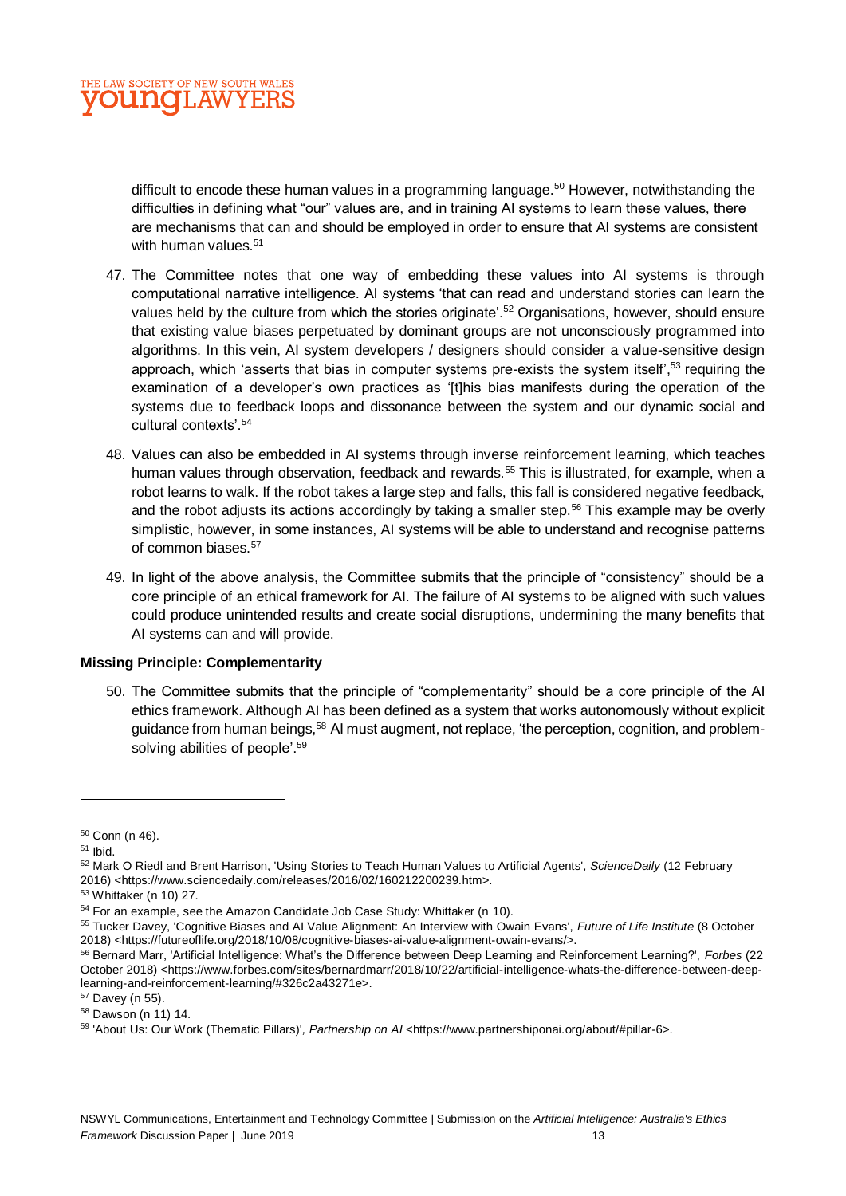difficult to encode these human values in a programming language.[50] However, notwithstanding the difficulties in defining what "our" values are, and in training AI systems to learn these values, there are mechanisms that can and should be employed in order to ensure that AI systems are consistent with human values.[51]

47. The Committee notes that one way of embedding these values into AI systems is through computational narrative intelligence. AI systems 'that can read and understand stories can learn the values held by the culture from which the stories originate'.[52] Organisations, however, should ensure that existing value biases perpetuated by dominant groups are not unconsciously programmed into algorithms. In this vein, AI system developers / designers should consider a value-sensitive design approach, which 'asserts that bias in computer systems pre-exists the system itself',[53] requiring the examination of a developer's own practices as '[t]his bias manifests during the operation of the systems due to feedback loops and dissonance between the system and our dynamic social and cultural contexts'.[54]

48. Values can also be embedded in AI systems through inverse reinforcement learning, which teaches human values through observation, feedback and rewards.[55] This is illustrated, for example, when a robot learns to walk. If the robot takes a large step and falls, this fall is considered negative feedback, and the robot adjusts its actions accordingly by taking a smaller step.[56] This example may be overly simplistic, however, in some instances, AI systems will be able to understand and recognise patterns of common biases.[57]

49. In light of the above analysis, the Committee submits that the principle of "consistency" should be a core principle of an ethical framework for AI. The failure of AI systems to be aligned with such values could produce unintended results and create social disruptions, undermining the many benefits that AI systems can and will provide.

**Missing Principle: Complementarity**

50. The Committee submits that the principle of "complementarity" should be a core principle of the AI ethics framework. Although AI has been defined as a system that works autonomously without explicit guidance from human beings,[58] AI must augment, not replace, 'the perception, cognition, and problem-solving abilities of people'.[59]

---

[50] Conn (n 46).

[51] Ibid.

[52] Mark O Riedl and Brent Harrison, 'Using Stories to Teach Human Values to Artificial Agents', *ScienceDaily* (12 February 2016) <https://www.sciencedaily.com/releases/2016/02/160212200239.htm>.

[53] Whittaker (n 10) 27.

[54] For an example, see the Amazon Candidate Job Case Study: Whittaker (n 10).

[55] Tucker Davey, 'Cognitive Biases and AI Value Alignment: An Interview with Owain Evans', *Future of Life Institute* (8 October 2018) <https://futureoflife.org/2018/10/08/cognitive-biases-ai-value-alignment-owain-evans/>.

[56] Bernard Marr, 'Artificial Intelligence: What's the Difference between Deep Learning and Reinforcement Learning?', *Forbes* (22 October 2018) <https://www.forbes.com/sites/bernardmarr/2018/10/22/artificial-intelligence-whats-the-difference-between-deep-learning-and-reinforcement-learning/#326c2a43271e>.

[57] Davey (n 55).

[58] Dawson (n 11) 14.

[59] 'About Us: Our Work (Thematic Pillars)', *Partnership on AI* <https://www.partnershiponai.org/about/#pillar-6>.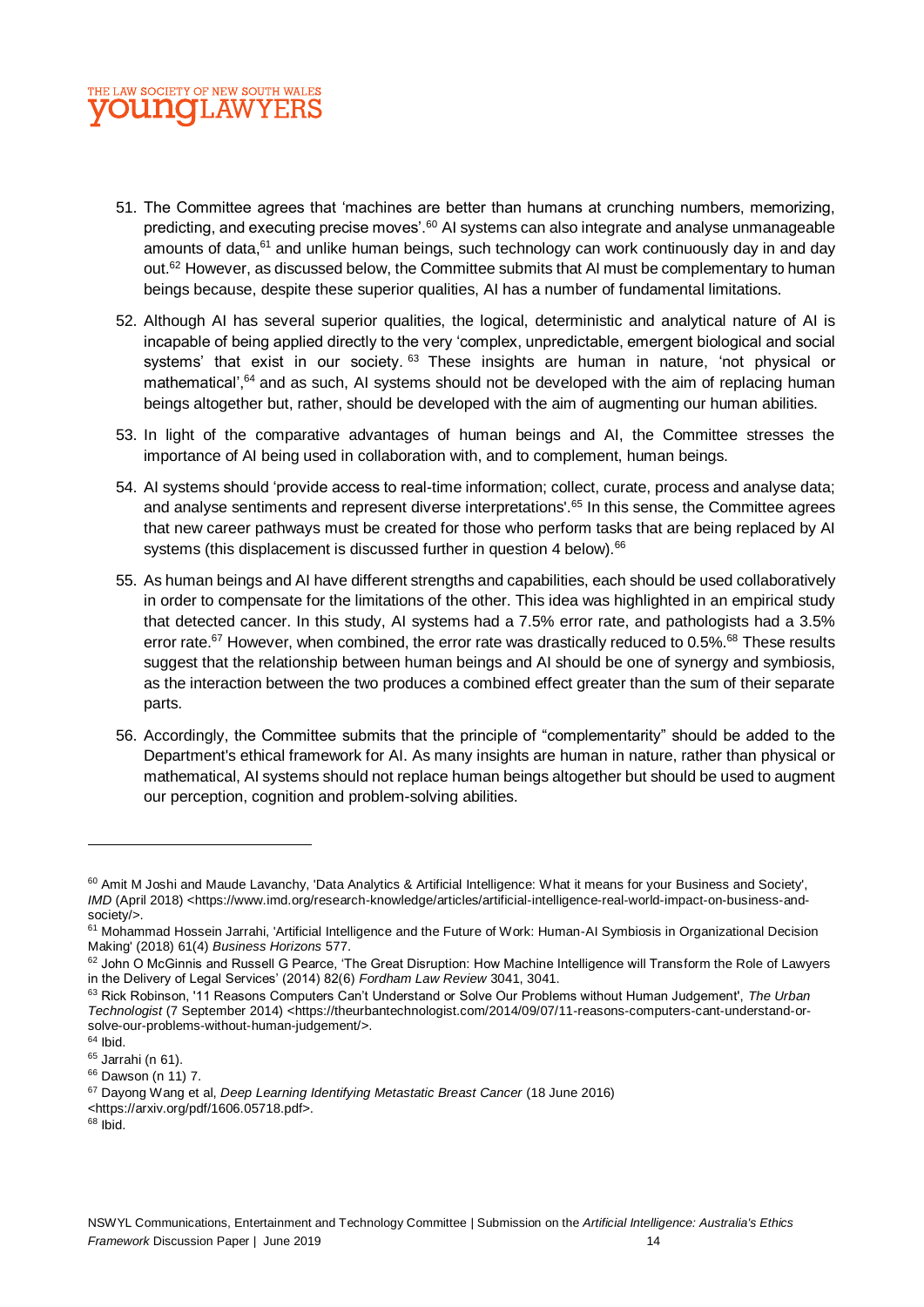51. The Committee agrees that 'machines are better than humans at crunching numbers, memorizing, predicting, and executing precise moves'.[60] AI systems can also integrate and analyse unmanageable amounts of data,[61] and unlike human beings, such technology can work continuously day in and day out.[62] However, as discussed below, the Committee submits that AI must be complementary to human beings because, despite these superior qualities, AI has a number of fundamental limitations.

52. Although AI has several superior qualities, the logical, deterministic and analytical nature of AI is incapable of being applied directly to the very 'complex, unpredictable, emergent biological and social systems' that exist in our society.[63] These insights are human in nature, 'not physical or mathematical',[64] and as such, AI systems should not be developed with the aim of replacing human beings altogether but, rather, should be developed with the aim of augmenting our human abilities.

53. In light of the comparative advantages of human beings and AI, the Committee stresses the importance of AI being used in collaboration with, and to complement, human beings.

54. AI systems should 'provide access to real-time information; collect, curate, process and analyse data; and analyse sentiments and represent diverse interpretations'.[65] In this sense, the Committee agrees that new career pathways must be created for those who perform tasks that are being replaced by AI systems (this displacement is discussed further in question 4 below).[66]

55. As human beings and AI have different strengths and capabilities, each should be used collaboratively in order to compensate for the limitations of the other. This idea was highlighted in an empirical study that detected cancer. In this study, AI systems had a 7.5% error rate, and pathologists had a 3.5% error rate.[67] However, when combined, the error rate was drastically reduced to 0.5%.[68] These results suggest that the relationship between human beings and AI should be one of synergy and symbiosis, as the interaction between the two produces a combined effect greater than the sum of their separate parts.

56. Accordingly, the Committee submits that the principle of "complementarity" should be added to the Department's ethical framework for AI. As many insights are human in nature, rather than physical or mathematical, AI systems should not replace human beings altogether but should be used to augment our perception, cognition and problem-solving abilities.

---

[60] Amit M Joshi and Maude Lavanchy, 'Data Analytics & Artificial Intelligence: What it means for your Business and Society', *IMD* (April 2018) <https://www.imd.org/research-knowledge/articles/artificial-intelligence-real-world-impact-on-business-and-society/>.

[61] Mohammad Hossein Jarrahi, 'Artificial Intelligence and the Future of Work: Human-AI Symbiosis in Organizational Decision Making' (2018) 61(4) *Business Horizons* 577.

[62] John O McGinnis and Russell G Pearce, 'The Great Disruption: How Machine Intelligence will Transform the Role of Lawyers in the Delivery of Legal Services' (2014) 82(6) *Fordham Law Review* 3041, 3041.

[63] Rick Robinson, '11 Reasons Computers Can't Understand or Solve Our Problems without Human Judgement', *The Urban Technologist* (7 September 2014) <https://theurbantechnologist.com/2014/09/07/11-reasons-computers-cant-understand-or-solve-our-problems-without-human-judgement/>.

[64] Ibid.

[65] Jarrahi (n 61).

[66] Dawson (n 11) 7.

[67] Dayong Wang et al, *Deep Learning Identifying Metastatic Breast Cancer* (18 June 2016) <https://arxiv.org/pdf/1606.05718.pdf>.

[68] Ibid.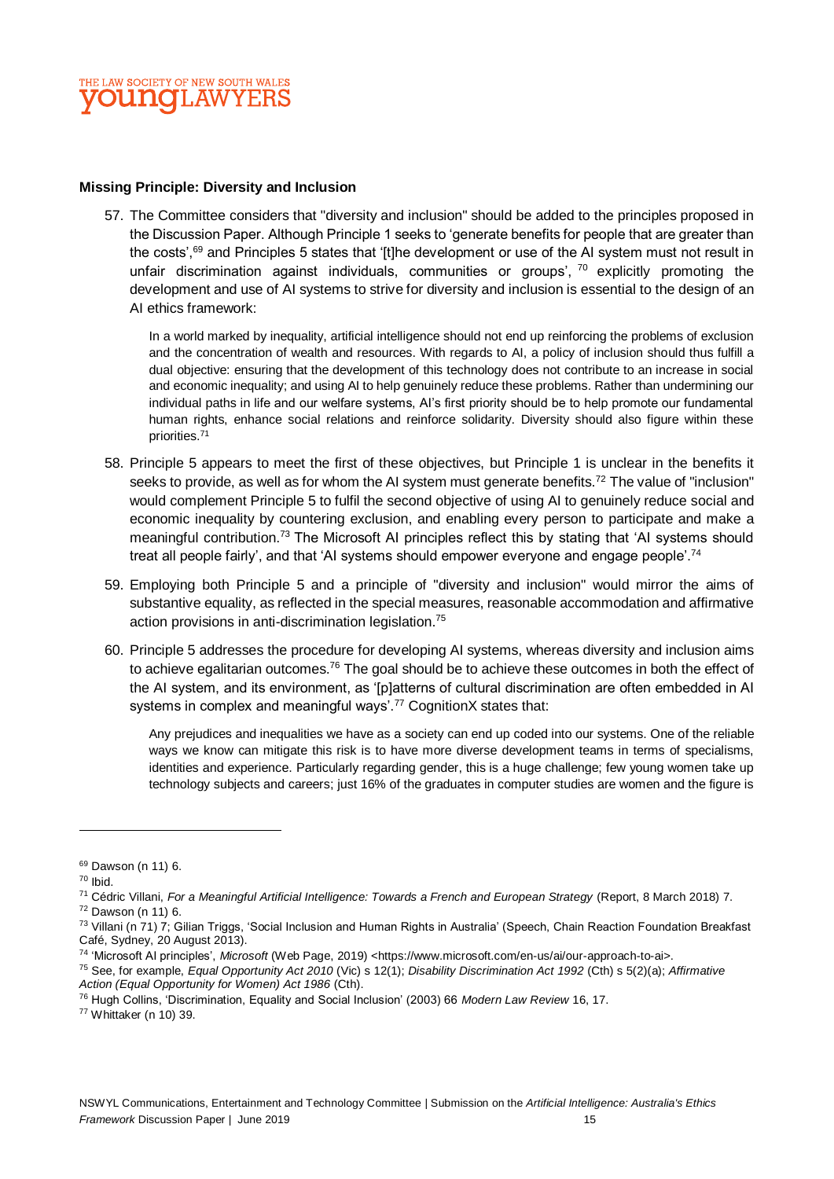### Missing Principle: Diversity and Inclusion

57. The Committee considers that "diversity and inclusion" should be added to the principles proposed in the Discussion Paper. Although Principle 1 seeks to 'generate benefits for people that are greater than the costs',[69] and Principles 5 states that '[t]he development or use of the AI system must not result in unfair discrimination against individuals, communities or groups', [70] explicitly promoting the development and use of AI systems to strive for diversity and inclusion is essential to the design of an AI ethics framework:

> In a world marked by inequality, artificial intelligence should not end up reinforcing the problems of exclusion and the concentration of wealth and resources. With regards to AI, a policy of inclusion should thus fulfill a dual objective: ensuring that the development of this technology does not contribute to an increase in social and economic inequality; and using AI to help genuinely reduce these problems. Rather than undermining our individual paths in life and our welfare systems, AI's first priority should be to help promote our fundamental human rights, enhance social relations and reinforce solidarity. Diversity should also figure within these priorities.[71]

58. Principle 5 appears to meet the first of these objectives, but Principle 1 is unclear in the benefits it seeks to provide, as well as for whom the AI system must generate benefits.[72] The value of "inclusion" would complement Principle 5 to fulfil the second objective of using AI to genuinely reduce social and economic inequality by countering exclusion, and enabling every person to participate and make a meaningful contribution.[73] The Microsoft AI principles reflect this by stating that 'AI systems should treat all people fairly', and that 'AI systems should empower everyone and engage people'.[74]

59. Employing both Principle 5 and a principle of "diversity and inclusion" would mirror the aims of substantive equality, as reflected in the special measures, reasonable accommodation and affirmative action provisions in anti-discrimination legislation.[75]

60. Principle 5 addresses the procedure for developing AI systems, whereas diversity and inclusion aims to achieve egalitarian outcomes.[76] The goal should be to achieve these outcomes in both the effect of the AI system, and its environment, as '[p]atterns of cultural discrimination are often embedded in AI systems in complex and meaningful ways'.[77] CognitionX states that:

> Any prejudices and inequalities we have as a society can end up coded into our systems. One of the reliable ways we know can mitigate this risk is to have more diverse development teams in terms of specialisms, identities and experience. Particularly regarding gender, this is a huge challenge; few young women take up technology subjects and careers; just 16% of the graduates in computer studies are women and the figure is

---

[69] Dawson (n 11) 6.

[70] Ibid.

[71] Cédric Villani, *For a Meaningful Artificial Intelligence: Towards a French and European Strategy* (Report, 8 March 2018) 7.

[72] Dawson (n 11) 6.

[73] Villani (n 71) 7; Gilian Triggs, 'Social Inclusion and Human Rights in Australia' (Speech, Chain Reaction Foundation Breakfast Café, Sydney, 20 August 2013).

[74] 'Microsoft AI principles', *Microsoft* (Web Page, 2019) <https://www.microsoft.com/en-us/ai/our-approach-to-ai>.

[75] See, for example, *Equal Opportunity Act 2010* (Vic) s 12(1); *Disability Discrimination Act 1992* (Cth) s 5(2)(a); *Affirmative Action (Equal Opportunity for Women) Act 1986* (Cth).

[76] Hugh Collins, 'Discrimination, Equality and Social Inclusion' (2003) 66 *Modern Law Review* 16, 17.

[77] Whittaker (n 10) 39.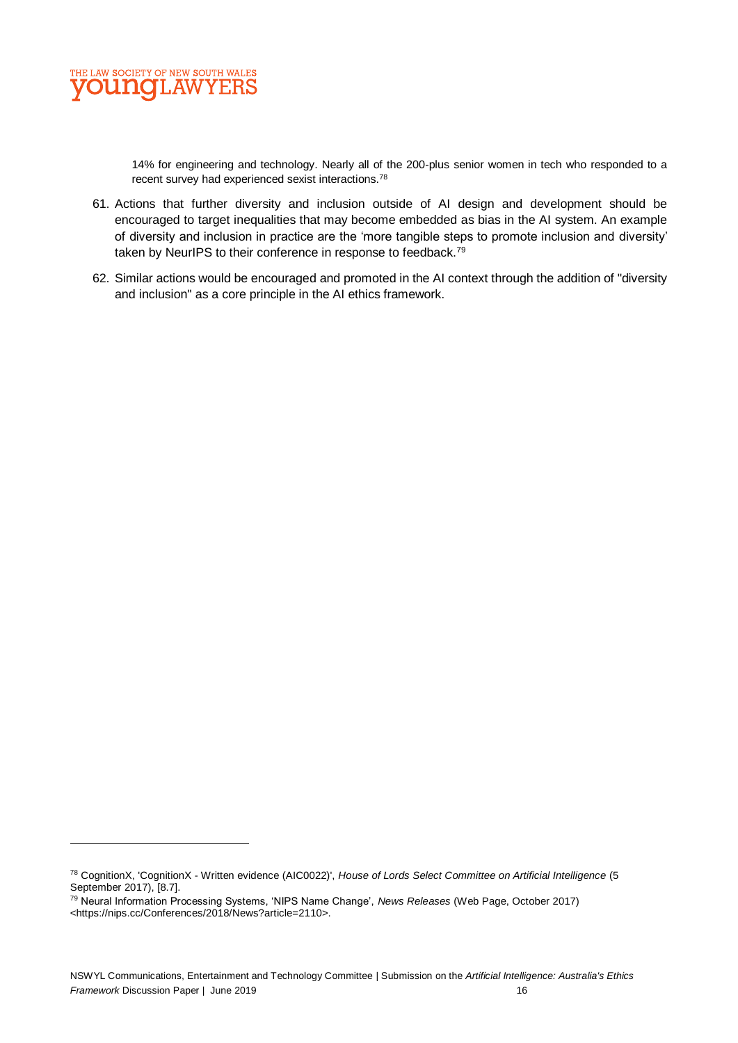14% for engineering and technology. Nearly all of the 200-plus senior women in tech who responded to a recent survey had experienced sexist interactions.[78]

61. Actions that further diversity and inclusion outside of AI design and development should be encouraged to target inequalities that may become embedded as bias in the AI system. An example of diversity and inclusion in practice are the 'more tangible steps to promote inclusion and diversity' taken by NeurIPS to their conference in response to feedback.[79]

62. Similar actions would be encouraged and promoted in the AI context through the addition of "diversity and inclusion" as a core principle in the AI ethics framework.

---

[78] CognitionX, 'CognitionX - Written evidence (AIC0022)', *House of Lords Select Committee on Artificial Intelligence* (5 September 2017), [8.7].

[79] Neural Information Processing Systems, 'NIPS Name Change', *News Releases* (Web Page, October 2017) <https://nips.cc/Conferences/2018/News?article=2110>.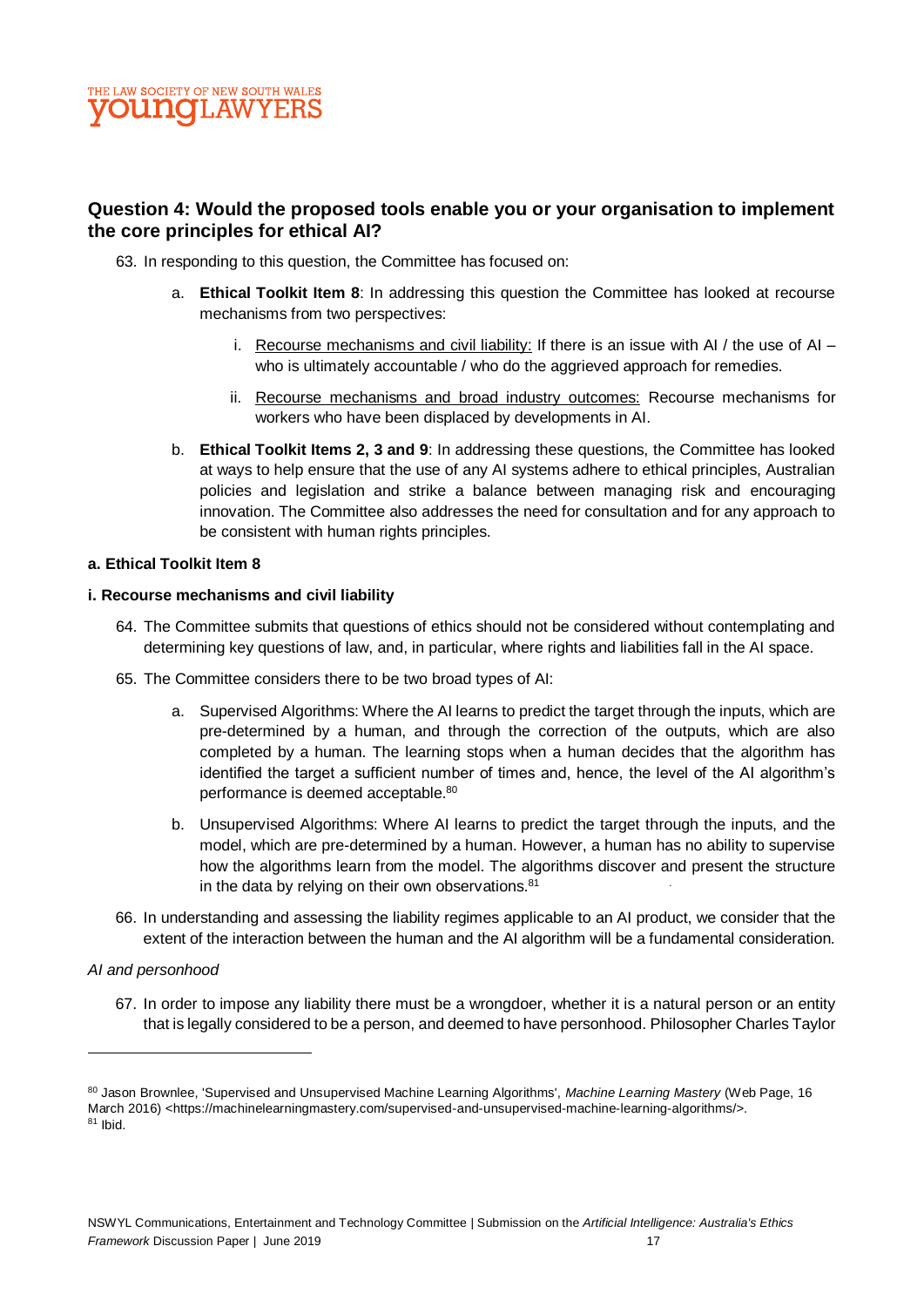## Question 4: Would the proposed tools enable you or your organisation to implement the core principles for ethical AI?

63. In responding to this question, the Committee has focused on:

    a. **Ethical Toolkit Item 8**: In addressing this question the Committee has looked at recourse mechanisms from two perspectives:

        i. Recourse mechanisms and civil liability: If there is an issue with AI / the use of AI – who is ultimately accountable / who do the aggrieved approach for remedies.

        ii. Recourse mechanisms and broad industry outcomes: Recourse mechanisms for workers who have been displaced by developments in AI.

    b. **Ethical Toolkit Items 2, 3 and 9**: In addressing these questions, the Committee has looked at ways to help ensure that the use of any AI systems adhere to ethical principles, Australian policies and legislation and strike a balance between managing risk and encouraging innovation. The Committee also addresses the need for consultation and for any approach to be consistent with human rights principles.

**a. Ethical Toolkit Item 8**

**i. Recourse mechanisms and civil liability**

64. The Committee submits that questions of ethics should not be considered without contemplating and determining key questions of law, and, in particular, where rights and liabilities fall in the AI space.

65. The Committee considers there to be two broad types of AI:

    a. Supervised Algorithms: Where the AI learns to predict the target through the inputs, which are pre-determined by a human, and through the correction of the outputs, which are also completed by a human. The learning stops when a human decides that the algorithm has identified the target a sufficient number of times and, hence, the level of the AI algorithm's performance is deemed acceptable.[80]

    b. Unsupervised Algorithms: Where AI learns to predict the target through the inputs, and the model, which are pre-determined by a human. However, a human has no ability to supervise how the algorithms learn from the model. The algorithms discover and present the structure in the data by relying on their own observations.[81]

66. In understanding and assessing the liability regimes applicable to an AI product, we consider that the extent of the interaction between the human and the AI algorithm will be a fundamental consideration.

*AI and personhood*

67. In order to impose any liability there must be a wrongdoer, whether it is a natural person or an entity that is legally considered to be a person, and deemed to have personhood. Philosopher Charles Taylor

---

[80] Jason Brownlee, 'Supervised and Unsupervised Machine Learning Algorithms', *Machine Learning Mastery* (Web Page, 16 March 2016) <https://machinelearningmastery.com/supervised-and-unsupervised-machine-learning-algorithms/>.

[81] Ibid.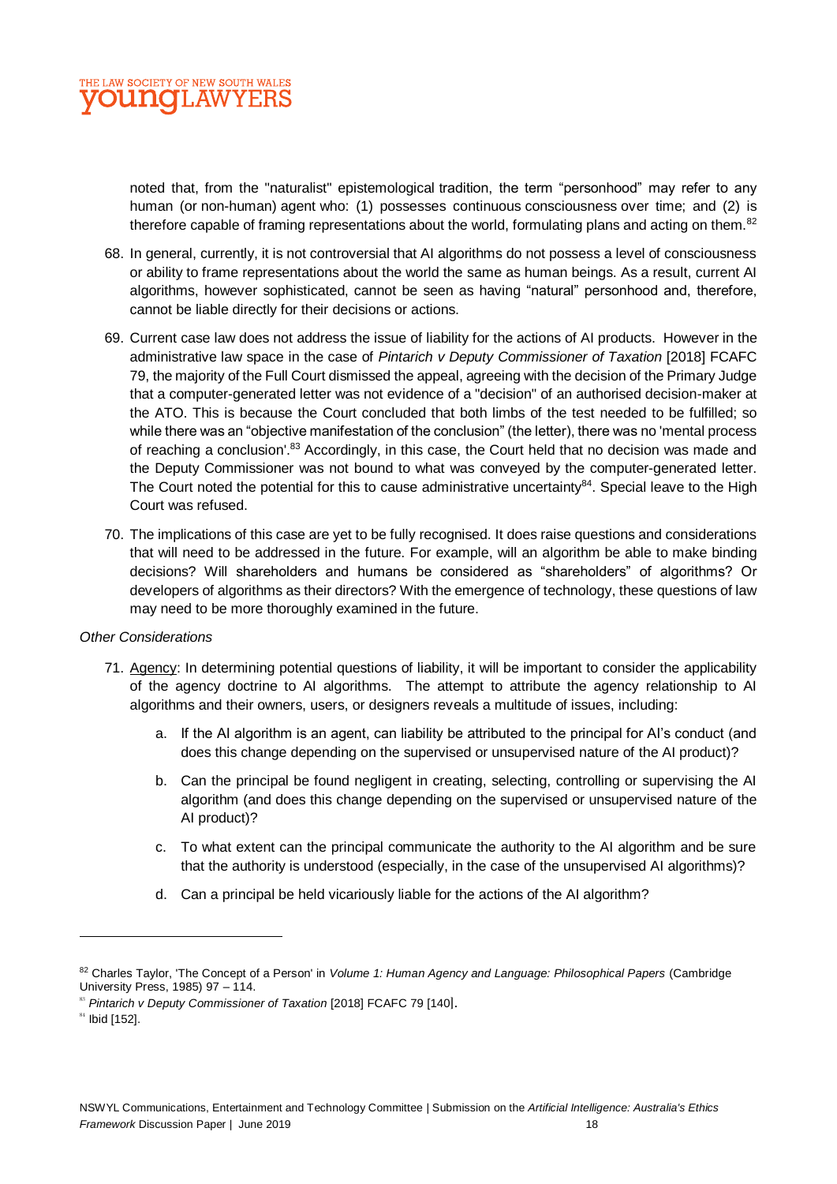noted that, from the "naturalist" epistemological tradition, the term "personhood" may refer to any human (or non-human) agent who: (1) possesses continuous consciousness over time; and (2) is therefore capable of framing representations about the world, formulating plans and acting on them.[82]

68. In general, currently, it is not controversial that AI algorithms do not possess a level of consciousness or ability to frame representations about the world the same as human beings. As a result, current AI algorithms, however sophisticated, cannot be seen as having "natural" personhood and, therefore, cannot be liable directly for their decisions or actions.

69. Current case law does not address the issue of liability for the actions of AI products. However in the administrative law space in the case of *Pintarich v Deputy Commissioner of Taxation* [2018] FCAFC 79, the majority of the Full Court dismissed the appeal, agreeing with the decision of the Primary Judge that a computer-generated letter was not evidence of a "decision" of an authorised decision-maker at the ATO. This is because the Court concluded that both limbs of the test needed to be fulfilled; so while there was an "objective manifestation of the conclusion" (the letter), there was no 'mental process of reaching a conclusion'.[83] Accordingly, in this case, the Court held that no decision was made and the Deputy Commissioner was not bound to what was conveyed by the computer-generated letter. The Court noted the potential for this to cause administrative uncertainty[84]. Special leave to the High Court was refused.

70. The implications of this case are yet to be fully recognised. It does raise questions and considerations that will need to be addressed in the future. For example, will an algorithm be able to make binding decisions? Will shareholders and humans be considered as "shareholders" of algorithms? Or developers of algorithms as their directors? With the emergence of technology, these questions of law may need to be more thoroughly examined in the future.

*Other Considerations*

71. Agency: In determining potential questions of liability, it will be important to consider the applicability of the agency doctrine to AI algorithms. The attempt to attribute the agency relationship to AI algorithms and their owners, users, or designers reveals a multitude of issues, including:

    a. If the AI algorithm is an agent, can liability be attributed to the principal for AI's conduct (and does this change depending on the supervised or unsupervised nature of the AI product)?

    b. Can the principal be found negligent in creating, selecting, controlling or supervising the AI algorithm (and does this change depending on the supervised or unsupervised nature of the AI product)?

    c. To what extent can the principal communicate the authority to the AI algorithm and be sure that the authority is understood (especially, in the case of the unsupervised AI algorithms)?

    d. Can a principal be held vicariously liable for the actions of the AI algorithm?

---

[82] Charles Taylor, 'The Concept of a Person' in *Volume 1: Human Agency and Language: Philosophical Papers* (Cambridge University Press, 1985) 97 – 114.

[83] *Pintarich v Deputy Commissioner of Taxation* [2018] FCAFC 79 [140].

[84] Ibid [152].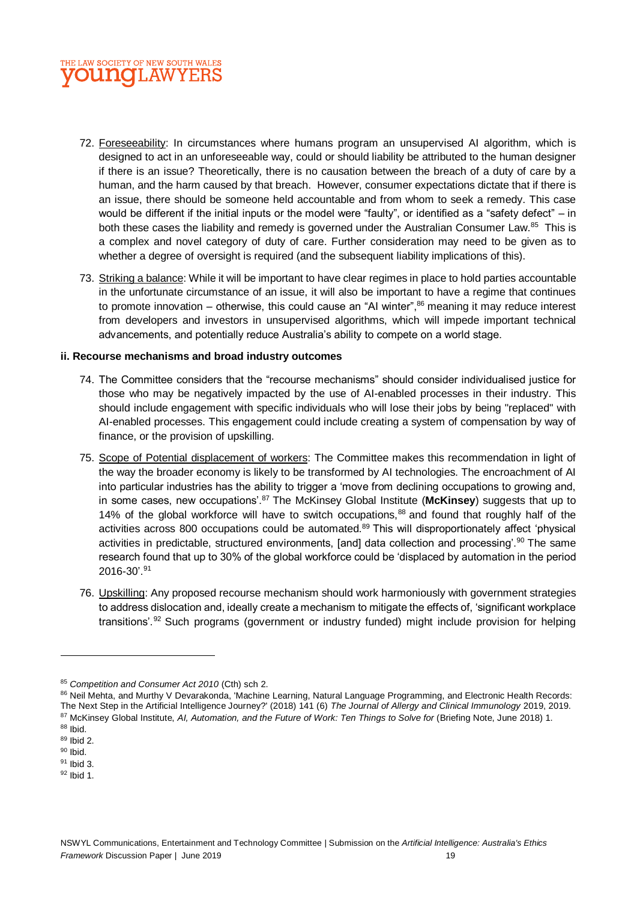72. Foreseeability: In circumstances where humans program an unsupervised AI algorithm, which is designed to act in an unforeseeable way, could or should liability be attributed to the human designer if there is an issue? Theoretically, there is no causation between the breach of a duty of care by a human, and the harm caused by that breach. However, consumer expectations dictate that if there is an issue, there should be someone held accountable and from whom to seek a remedy. This case would be different if the initial inputs or the model were "faulty", or identified as a "safety defect" – in both these cases the liability and remedy is governed under the Australian Consumer Law.[85] This is a complex and novel category of duty of care. Further consideration may need to be given as to whether a degree of oversight is required (and the subsequent liability implications of this).

73. Striking a balance: While it will be important to have clear regimes in place to hold parties accountable in the unfortunate circumstance of an issue, it will also be important to have a regime that continues to promote innovation – otherwise, this could cause an "AI winter",[86] meaning it may reduce interest from developers and investors in unsupervised algorithms, which will impede important technical advancements, and potentially reduce Australia's ability to compete on a world stage.

**ii. Recourse mechanisms and broad industry outcomes**

74. The Committee considers that the "recourse mechanisms" should consider individualised justice for those who may be negatively impacted by the use of AI-enabled processes in their industry. This should include engagement with specific individuals who will lose their jobs by being "replaced" with AI-enabled processes. This engagement could include creating a system of compensation by way of finance, or the provision of upskilling.

75. Scope of Potential displacement of workers: The Committee makes this recommendation in light of the way the broader economy is likely to be transformed by AI technologies. The encroachment of AI into particular industries has the ability to trigger a 'move from declining occupations to growing and, in some cases, new occupations'.[87] The McKinsey Global Institute (**McKinsey**) suggests that up to 14% of the global workforce will have to switch occupations,[88] and found that roughly half of the activities across 800 occupations could be automated.[89] This will disproportionately affect 'physical activities in predictable, structured environments, [and] data collection and processing'.[90] The same research found that up to 30% of the global workforce could be 'displaced by automation in the period 2016-30'.[91]

76. Upskilling: Any proposed recourse mechanism should work harmoniously with government strategies to address dislocation and, ideally create a mechanism to mitigate the effects of, 'significant workplace transitions'.[92] Such programs (government or industry funded) might include provision for helping

---

[85] *Competition and Consumer Act 2010* (Cth) sch 2.

[86] Neil Mehta, and Murthy V Devarakonda, 'Machine Learning, Natural Language Programming, and Electronic Health Records: The Next Step in the Artificial Intelligence Journey?' (2018) 141 (6) *The Journal of Allergy and Clinical Immunology* 2019, 2019.

[87] McKinsey Global Institute, *AI, Automation, and the Future of Work: Ten Things to Solve for* (Briefing Note, June 2018) 1.

[88] Ibid.

[89] Ibid 2.

[90] Ibid.

[91] Ibid 3.

[92] Ibid 1.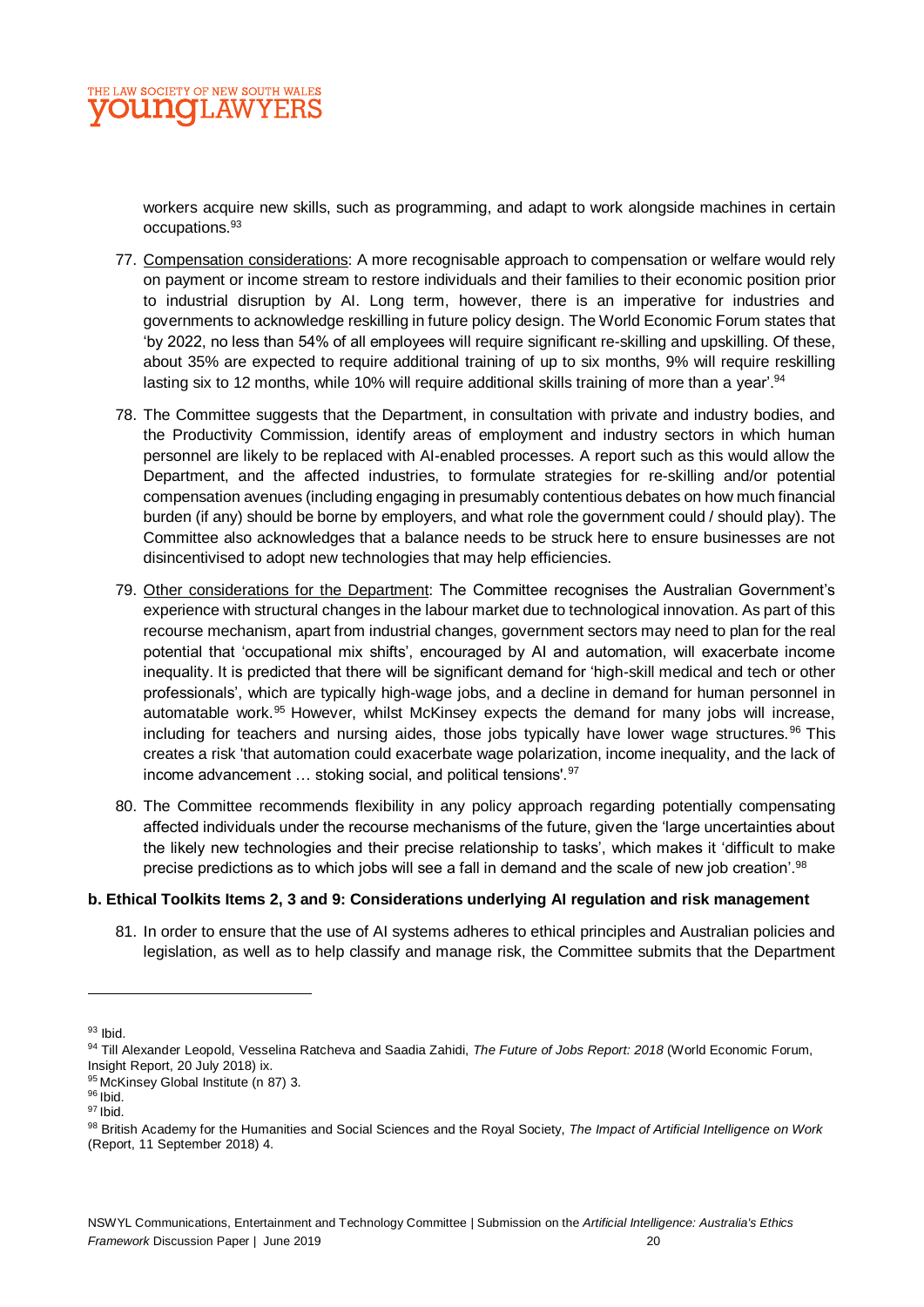workers acquire new skills, such as programming, and adapt to work alongside machines in certain occupations.[93]

77. Compensation considerations: A more recognisable approach to compensation or welfare would rely on payment or income stream to restore individuals and their families to their economic position prior to industrial disruption by AI. Long term, however, there is an imperative for industries and governments to acknowledge reskilling in future policy design. The World Economic Forum states that 'by 2022, no less than 54% of all employees will require significant re-skilling and upskilling. Of these, about 35% are expected to require additional training of up to six months, 9% will require reskilling lasting six to 12 months, while 10% will require additional skills training of more than a year'.[94]

78. The Committee suggests that the Department, in consultation with private and industry bodies, and the Productivity Commission, identify areas of employment and industry sectors in which human personnel are likely to be replaced with AI-enabled processes. A report such as this would allow the Department, and the affected industries, to formulate strategies for re-skilling and/or potential compensation avenues (including engaging in presumably contentious debates on how much financial burden (if any) should be borne by employers, and what role the government could / should play). The Committee also acknowledges that a balance needs to be struck here to ensure businesses are not disincentivised to adopt new technologies that may help efficiencies.

79. Other considerations for the Department: The Committee recognises the Australian Government's experience with structural changes in the labour market due to technological innovation. As part of this recourse mechanism, apart from industrial changes, government sectors may need to plan for the real potential that 'occupational mix shifts', encouraged by AI and automation, will exacerbate income inequality. It is predicted that there will be significant demand for 'high-skill medical and tech or other professionals', which are typically high-wage jobs, and a decline in demand for human personnel in automatable work.[95] However, whilst McKinsey expects the demand for many jobs will increase, including for teachers and nursing aides, those jobs typically have lower wage structures.[96] This creates a risk 'that automation could exacerbate wage polarization, income inequality, and the lack of income advancement … stoking social, and political tensions'.[97]

80. The Committee recommends flexibility in any policy approach regarding potentially compensating affected individuals under the recourse mechanisms of the future, given the 'large uncertainties about the likely new technologies and their precise relationship to tasks', which makes it 'difficult to make precise predictions as to which jobs will see a fall in demand and the scale of new job creation'.[98]

**b. Ethical Toolkits Items 2, 3 and 9: Considerations underlying AI regulation and risk management**

81. In order to ensure that the use of AI systems adheres to ethical principles and Australian policies and legislation, as well as to help classify and manage risk, the Committee submits that the Department

---

[93] Ibid.

[94] Till Alexander Leopold, Vesselina Ratcheva and Saadia Zahidi, *The Future of Jobs Report: 2018* (World Economic Forum, Insight Report, 20 July 2018) ix.

[95] McKinsey Global Institute (n 87) 3.

[96] Ibid.

[97] Ibid.

[98] British Academy for the Humanities and Social Sciences and the Royal Society, *The Impact of Artificial Intelligence on Work* (Report, 11 September 2018) 4.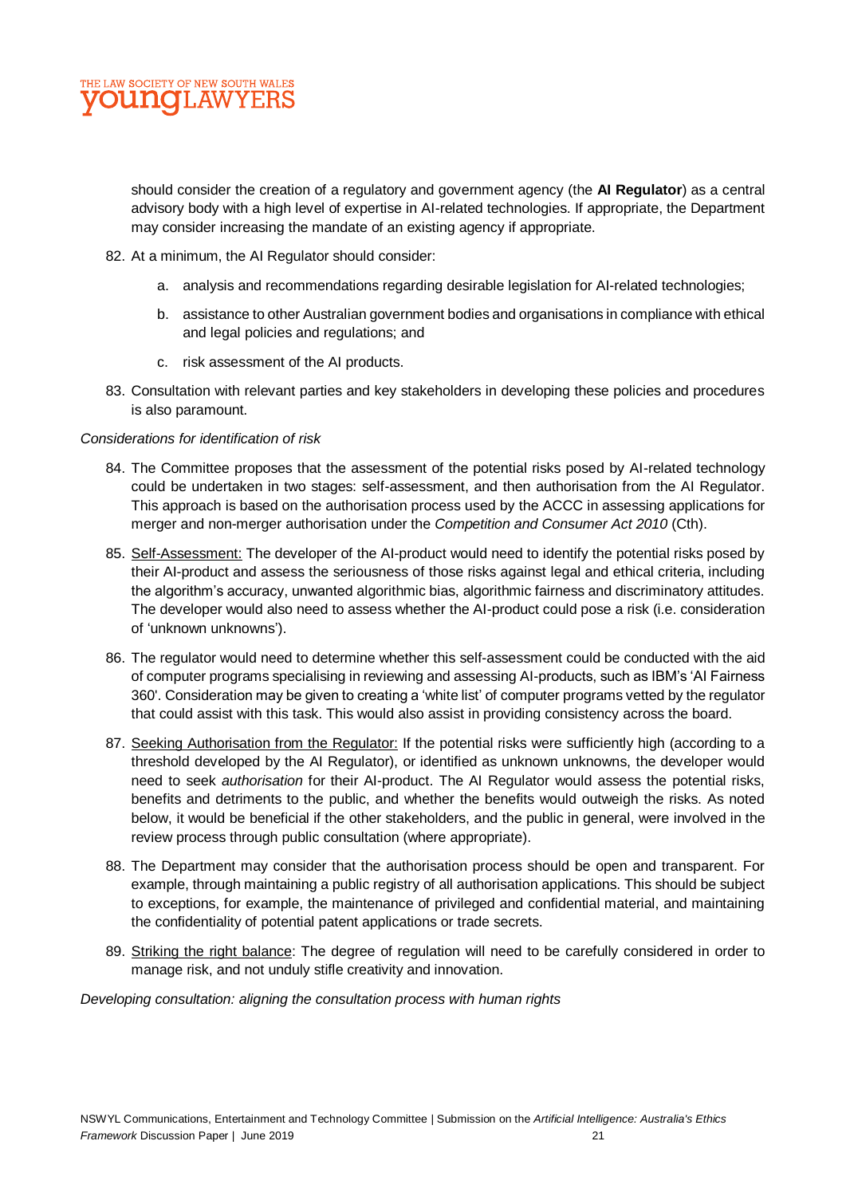should consider the creation of a regulatory and government agency (the **AI Regulator**) as a central advisory body with a high level of expertise in AI-related technologies. If appropriate, the Department may consider increasing the mandate of an existing agency if appropriate.

82. At a minimum, the AI Regulator should consider:

    a. analysis and recommendations regarding desirable legislation for AI-related technologies;

    b. assistance to other Australian government bodies and organisations in compliance with ethical and legal policies and regulations; and

    c. risk assessment of the AI products.

83. Consultation with relevant parties and key stakeholders in developing these policies and procedures is also paramount.

*Considerations for identification of risk*

84. The Committee proposes that the assessment of the potential risks posed by AI-related technology could be undertaken in two stages: self-assessment, and then authorisation from the AI Regulator. This approach is based on the authorisation process used by the ACCC in assessing applications for merger and non-merger authorisation under the *Competition and Consumer Act 2010* (Cth).

85. <u>Self-Assessment:</u> The developer of the AI-product would need to identify the potential risks posed by their AI-product and assess the seriousness of those risks against legal and ethical criteria, including the algorithm's accuracy, unwanted algorithmic bias, algorithmic fairness and discriminatory attitudes. The developer would also need to assess whether the AI-product could pose a risk (i.e. consideration of 'unknown unknowns').

86. The regulator would need to determine whether this self-assessment could be conducted with the aid of computer programs specialising in reviewing and assessing AI-products, such as IBM's 'AI Fairness 360'. Consideration may be given to creating a 'white list' of computer programs vetted by the regulator that could assist with this task. This would also assist in providing consistency across the board.

87. <u>Seeking Authorisation from the Regulator:</u> If the potential risks were sufficiently high (according to a threshold developed by the AI Regulator), or identified as unknown unknowns, the developer would need to seek *authorisation* for their AI-product. The AI Regulator would assess the potential risks, benefits and detriments to the public, and whether the benefits would outweigh the risks. As noted below, it would be beneficial if the other stakeholders, and the public in general, were involved in the review process through public consultation (where appropriate).

88. The Department may consider that the authorisation process should be open and transparent. For example, through maintaining a public registry of all authorisation applications. This should be subject to exceptions, for example, the maintenance of privileged and confidential material, and maintaining the confidentiality of potential patent applications or trade secrets.

89. <u>Striking the right balance</u>: The degree of regulation will need to be carefully considered in order to manage risk, and not unduly stifle creativity and innovation.

*Developing consultation: aligning the consultation process with human rights*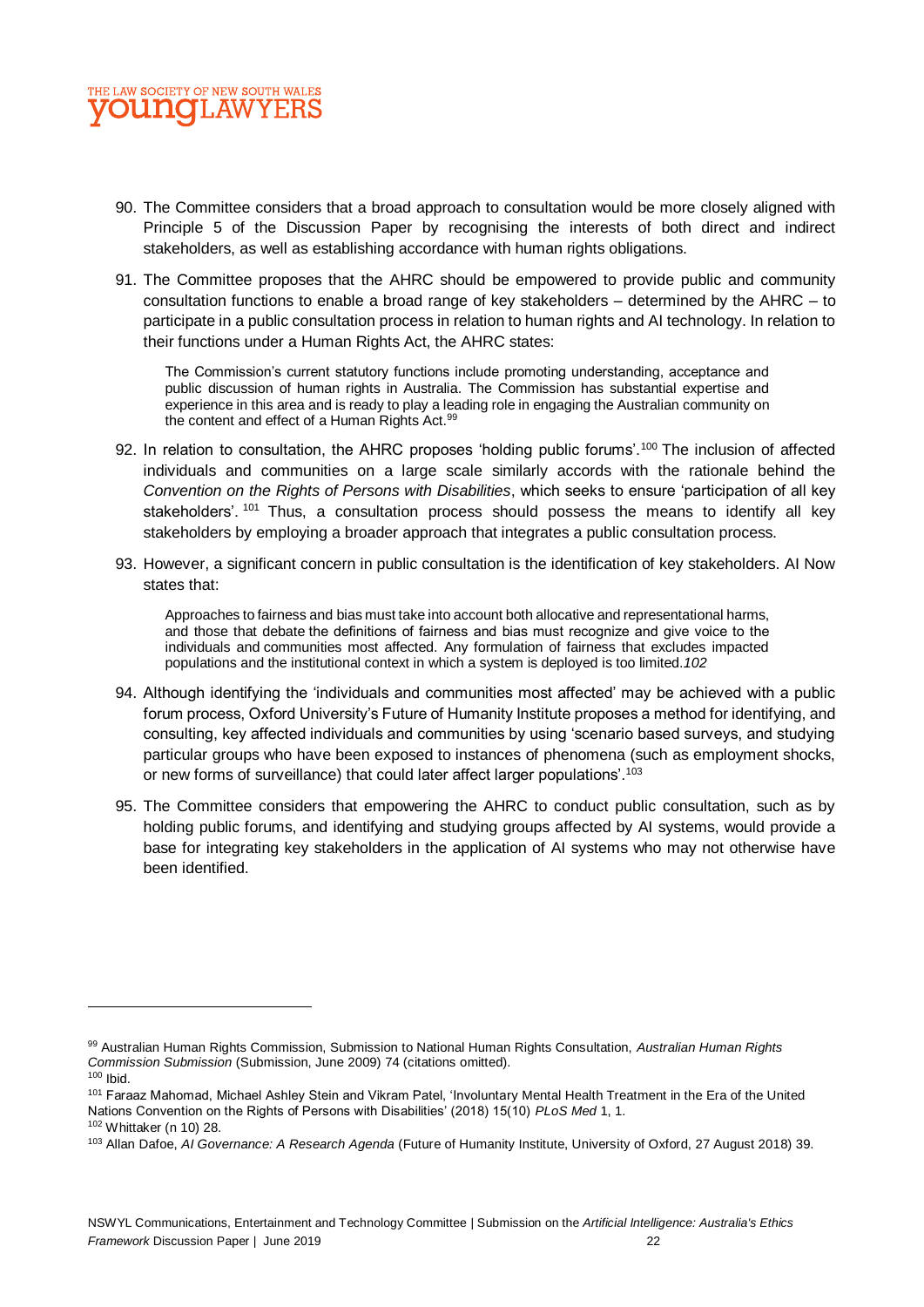90. The Committee considers that a broad approach to consultation would be more closely aligned with Principle 5 of the Discussion Paper by recognising the interests of both direct and indirect stakeholders, as well as establishing accordance with human rights obligations.

91. The Committee proposes that the AHRC should be empowered to provide public and community consultation functions to enable a broad range of key stakeholders – determined by the AHRC – to participate in a public consultation process in relation to human rights and AI technology. In relation to their functions under a Human Rights Act, the AHRC states:

> The Commission's current statutory functions include promoting understanding, acceptance and public discussion of human rights in Australia. The Commission has substantial expertise and experience in this area and is ready to play a leading role in engaging the Australian community on the content and effect of a Human Rights Act.[99]

92. In relation to consultation, the AHRC proposes 'holding public forums'.[100] The inclusion of affected individuals and communities on a large scale similarly accords with the rationale behind the *Convention on the Rights of Persons with Disabilities*, which seeks to ensure 'participation of all key stakeholders'.[101] Thus, a consultation process should possess the means to identify all key stakeholders by employing a broader approach that integrates a public consultation process.

93. However, a significant concern in public consultation is the identification of key stakeholders. AI Now states that:

> Approaches to fairness and bias must take into account both allocative and representational harms, and those that debate the definitions of fairness and bias must recognize and give voice to the individuals and communities most affected. Any formulation of fairness that excludes impacted populations and the institutional context in which a system is deployed is too limited.*102*

94. Although identifying the 'individuals and communities most affected' may be achieved with a public forum process, Oxford University's Future of Humanity Institute proposes a method for identifying, and consulting, key affected individuals and communities by using 'scenario based surveys, and studying particular groups who have been exposed to instances of phenomena (such as employment shocks, or new forms of surveillance) that could later affect larger populations'.[103]

95. The Committee considers that empowering the AHRC to conduct public consultation, such as by holding public forums, and identifying and studying groups affected by AI systems, would provide a base for integrating key stakeholders in the application of AI systems who may not otherwise have been identified.

---

[99] Australian Human Rights Commission, Submission to National Human Rights Consultation, *Australian Human Rights Commission Submission* (Submission, June 2009) 74 (citations omitted).

[100] Ibid.

[101] Faraaz Mahomad, Michael Ashley Stein and Vikram Patel, 'Involuntary Mental Health Treatment in the Era of the United Nations Convention on the Rights of Persons with Disabilities' (2018) 15(10) *PLoS Med* 1, 1.

[102] Whittaker (n 10) 28.

[103] Allan Dafoe, *AI Governance: A Research Agenda* (Future of Humanity Institute, University of Oxford, 27 August 2018) 39.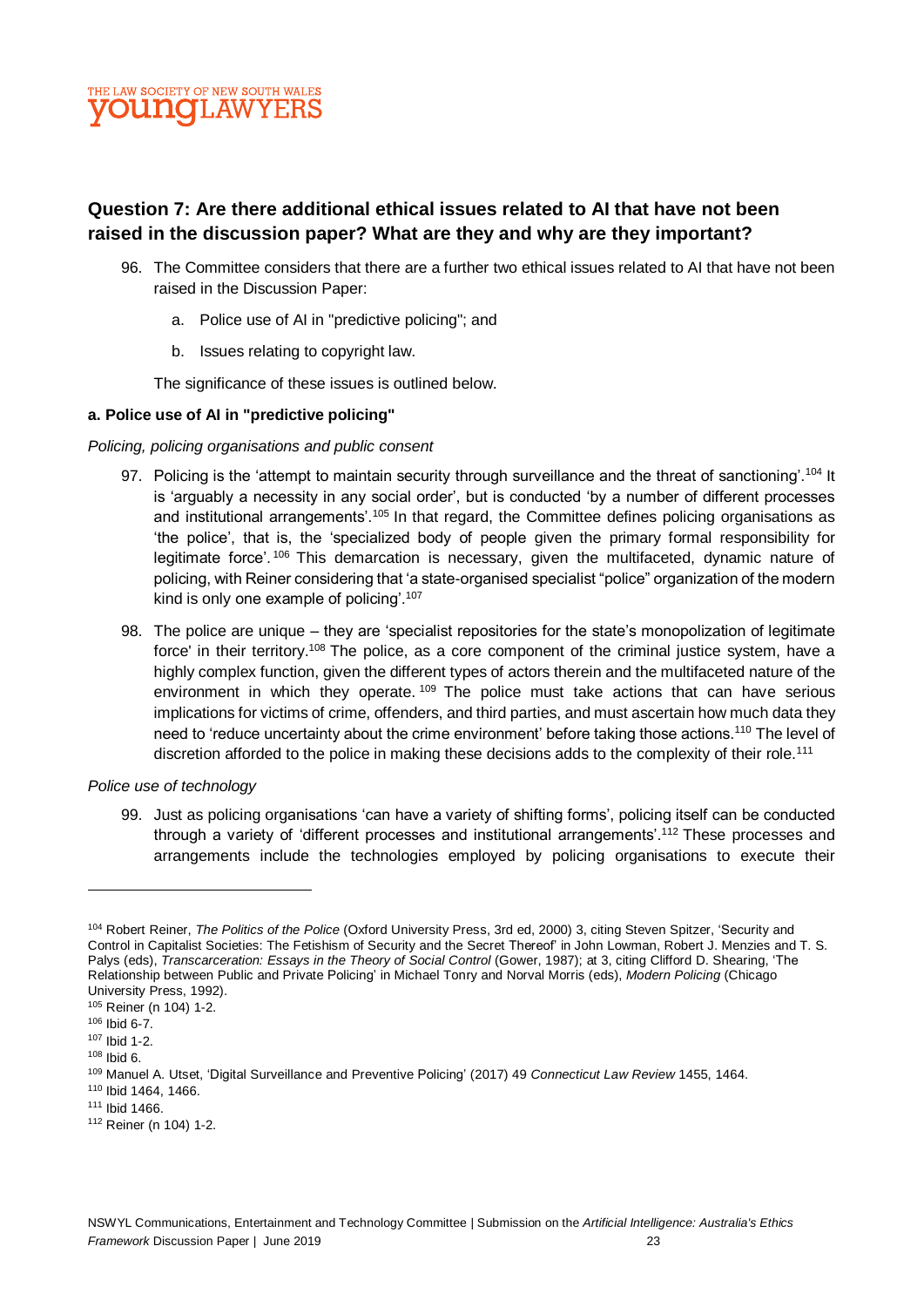## Question 7: Are there additional ethical issues related to AI that have not been raised in the discussion paper? What are they and why are they important?

96. The Committee considers that there are a further two ethical issues related to AI that have not been raised in the Discussion Paper:

    a. Police use of AI in "predictive policing"; and

    b. Issues relating to copyright law.

    The significance of these issues is outlined below.

**a. Police use of AI in "predictive policing"**

*Policing, policing organisations and public consent*

97. Policing is the 'attempt to maintain security through surveillance and the threat of sanctioning'.[104] It is 'arguably a necessity in any social order', but is conducted 'by a number of different processes and institutional arrangements'.[105] In that regard, the Committee defines policing organisations as 'the police', that is, the 'specialized body of people given the primary formal responsibility for legitimate force'.[106] This demarcation is necessary, given the multifaceted, dynamic nature of policing, with Reiner considering that 'a state-organised specialist "police" organization of the modern kind is only one example of policing'.[107]

98. The police are unique – they are 'specialist repositories for the state's monopolization of legitimate force' in their territory.[108] The police, as a core component of the criminal justice system, have a highly complex function, given the different types of actors therein and the multifaceted nature of the environment in which they operate.[109] The police must take actions that can have serious implications for victims of crime, offenders, and third parties, and must ascertain how much data they need to 'reduce uncertainty about the crime environment' before taking those actions.[110] The level of discretion afforded to the police in making these decisions adds to the complexity of their role.[111]

*Police use of technology*

99. Just as policing organisations 'can have a variety of shifting forms', policing itself can be conducted through a variety of 'different processes and institutional arrangements'.[112] These processes and arrangements include the technologies employed by policing organisations to execute their

---

[104] Robert Reiner, *The Politics of the Police* (Oxford University Press, 3rd ed, 2000) 3, citing Steven Spitzer, 'Security and Control in Capitalist Societies: The Fetishism of Security and the Secret Thereof' in John Lowman, Robert J. Menzies and T. S. Palys (eds), *Transcarceration: Essays in the Theory of Social Control* (Gower, 1987); at 3, citing Clifford D. Shearing, 'The Relationship between Public and Private Policing' in Michael Tonry and Norval Morris (eds), *Modern Policing* (Chicago University Press, 1992).

[105] Reiner (n 104) 1-2.

[106] Ibid 6-7.

[107] Ibid 1-2.

[108] Ibid 6.

[109] Manuel A. Utset, 'Digital Surveillance and Preventive Policing' (2017) 49 *Connecticut Law Review* 1455, 1464.

[110] Ibid 1464, 1466.

[111] Ibid 1466.

[112] Reiner (n 104) 1-2.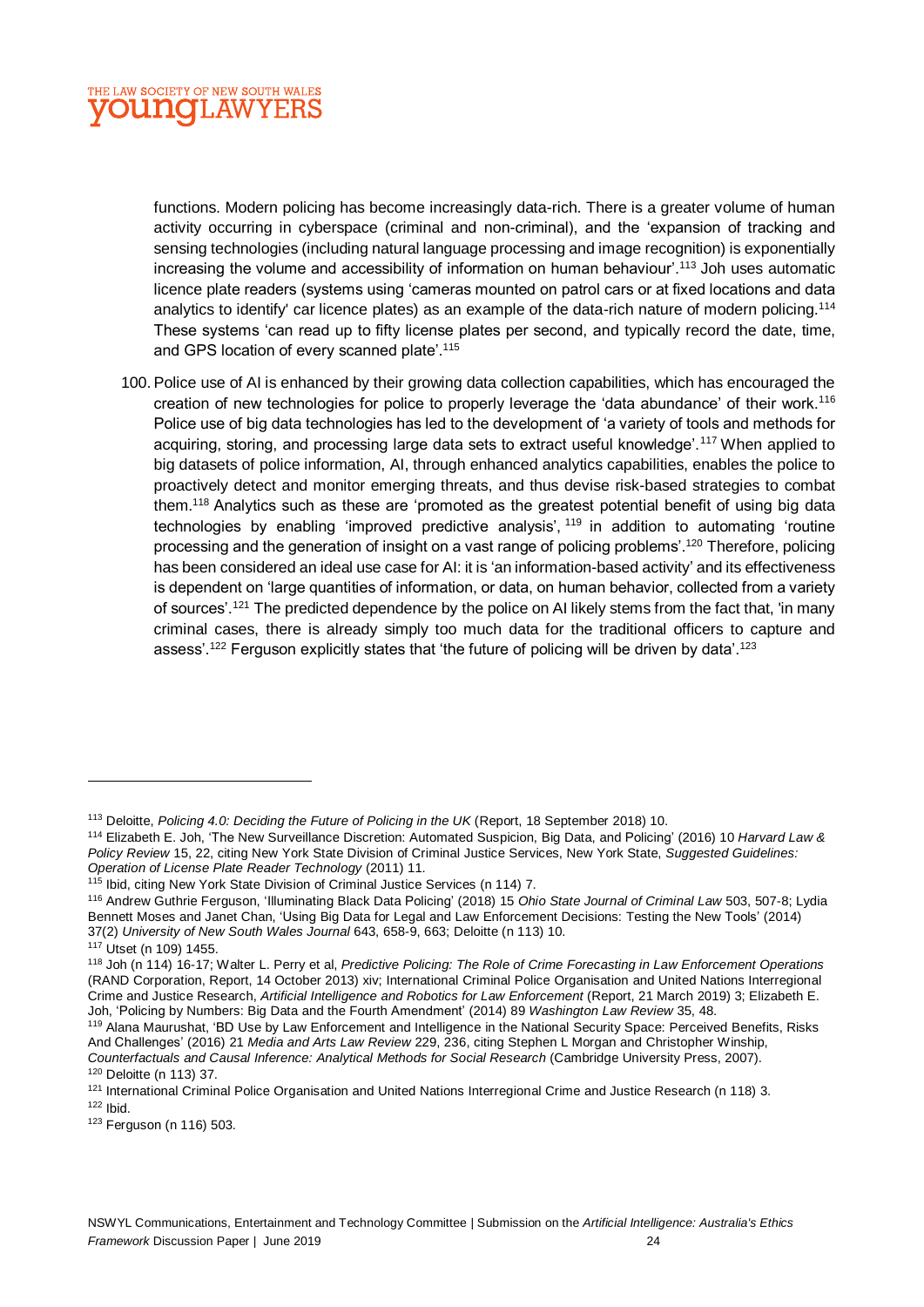functions. Modern policing has become increasingly data-rich. There is a greater volume of human activity occurring in cyberspace (criminal and non-criminal), and the 'expansion of tracking and sensing technologies (including natural language processing and image recognition) is exponentially increasing the volume and accessibility of information on human behaviour'.[113] Joh uses automatic licence plate readers (systems using 'cameras mounted on patrol cars or at fixed locations and data analytics to identify' car licence plates) as an example of the data-rich nature of modern policing.[114] These systems 'can read up to fifty license plates per second, and typically record the date, time, and GPS location of every scanned plate'.[115]

100. Police use of AI is enhanced by their growing data collection capabilities, which has encouraged the creation of new technologies for police to properly leverage the 'data abundance' of their work.[116] Police use of big data technologies has led to the development of 'a variety of tools and methods for acquiring, storing, and processing large data sets to extract useful knowledge'.[117] When applied to big datasets of police information, AI, through enhanced analytics capabilities, enables the police to proactively detect and monitor emerging threats, and thus devise risk-based strategies to combat them.[118] Analytics such as these are 'promoted as the greatest potential benefit of using big data technologies by enabling 'improved predictive analysis', [119] in addition to automating 'routine processing and the generation of insight on a vast range of policing problems'.[120] Therefore, policing has been considered an ideal use case for AI: it is 'an information-based activity' and its effectiveness is dependent on 'large quantities of information, or data, on human behavior, collected from a variety of sources'.[121] The predicted dependence by the police on AI likely stems from the fact that, 'in many criminal cases, there is already simply too much data for the traditional officers to capture and assess'.[122] Ferguson explicitly states that 'the future of policing will be driven by data'.[123]

---

[113] Deloitte, *Policing 4.0: Deciding the Future of Policing in the UK* (Report, 18 September 2018) 10.

[114] Elizabeth E. Joh, 'The New Surveillance Discretion: Automated Suspicion, Big Data, and Policing' (2016) 10 *Harvard Law & Policy Review* 15, 22, citing New York State Division of Criminal Justice Services, New York State, *Suggested Guidelines: Operation of License Plate Reader Technology* (2011) 11.

[115] Ibid, citing New York State Division of Criminal Justice Services (n 114) 7.

[116] Andrew Guthrie Ferguson, 'Illuminating Black Data Policing' (2018) 15 *Ohio State Journal of Criminal Law* 503, 507-8; Lydia Bennett Moses and Janet Chan, 'Using Big Data for Legal and Law Enforcement Decisions: Testing the New Tools' (2014) 37(2) *University of New South Wales Journal* 643, 658-9, 663; Deloitte (n 113) 10.

[117] Utset (n 109) 1455.

[118] Joh (n 114) 16-17; Walter L. Perry et al, *Predictive Policing: The Role of Crime Forecasting in Law Enforcement Operations* (RAND Corporation, Report, 14 October 2013) xiv; International Criminal Police Organisation and United Nations Interregional Crime and Justice Research, *Artificial Intelligence and Robotics for Law Enforcement* (Report, 21 March 2019) 3; Elizabeth E. Joh, 'Policing by Numbers: Big Data and the Fourth Amendment' (2014) 89 *Washington Law Review* 35, 48.

[119] Alana Maurushat, 'BD Use by Law Enforcement and Intelligence in the National Security Space: Perceived Benefits, Risks And Challenges' (2016) 21 *Media and Arts Law Review* 229, 236, citing Stephen L Morgan and Christopher Winship, *Counterfactuals and Causal Inference: Analytical Methods for Social Research* (Cambridge University Press, 2007).

[120] Deloitte (n 113) 37.

[121] International Criminal Police Organisation and United Nations Interregional Crime and Justice Research (n 118) 3.

[122] Ibid.

[123] Ferguson (n 116) 503.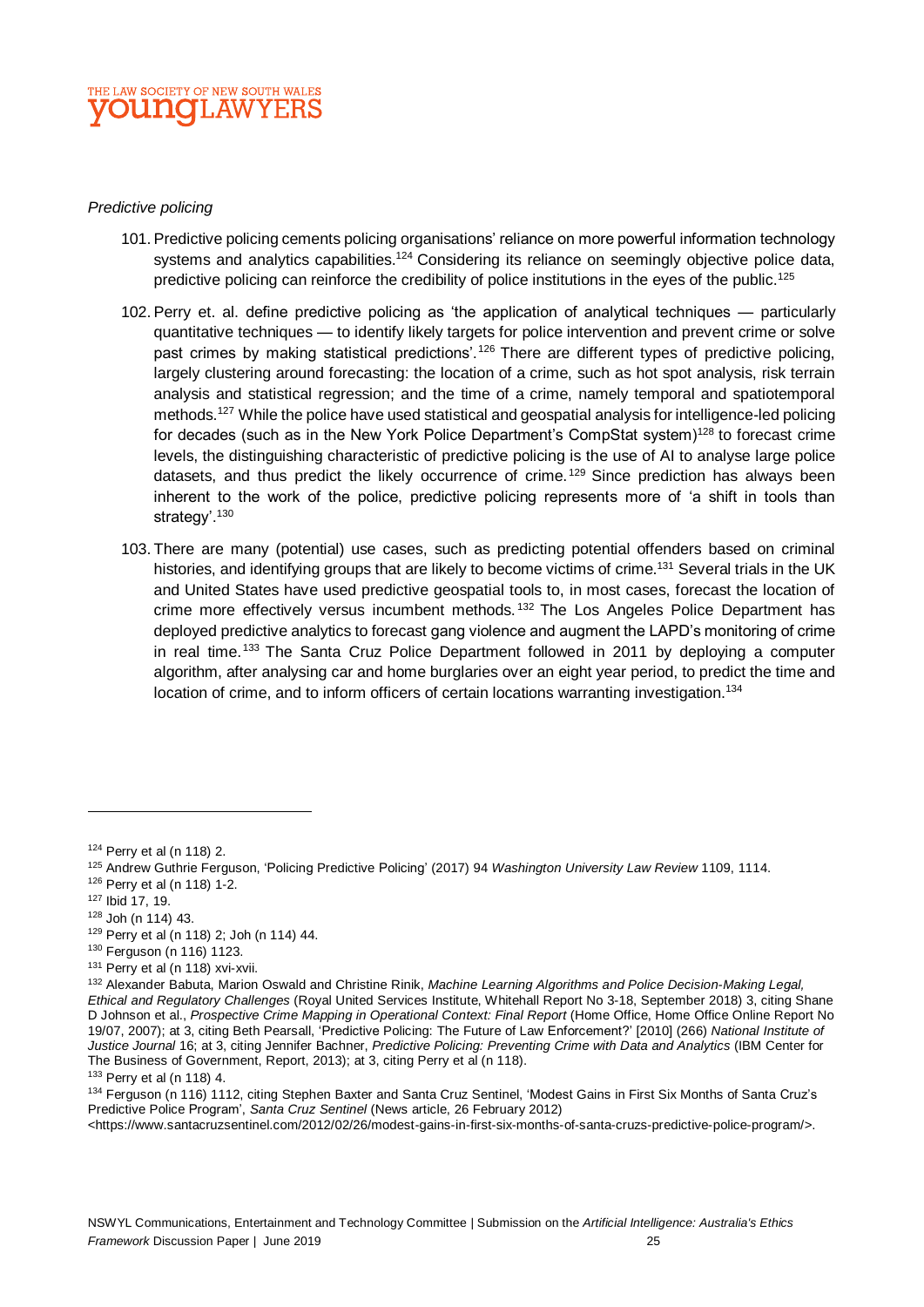*Predictive policing*

101. Predictive policing cements policing organisations' reliance on more powerful information technology systems and analytics capabilities.[124] Considering its reliance on seemingly objective police data, predictive policing can reinforce the credibility of police institutions in the eyes of the public.[125]

102. Perry et. al. define predictive policing as 'the application of analytical techniques — particularly quantitative techniques — to identify likely targets for police intervention and prevent crime or solve past crimes by making statistical predictions'.[126] There are different types of predictive policing, largely clustering around forecasting: the location of a crime, such as hot spot analysis, risk terrain analysis and statistical regression; and the time of a crime, namely temporal and spatiotemporal methods.[127] While the police have used statistical and geospatial analysis for intelligence-led policing for decades (such as in the New York Police Department's CompStat system)[128] to forecast crime levels, the distinguishing characteristic of predictive policing is the use of AI to analyse large police datasets, and thus predict the likely occurrence of crime.[129] Since prediction has always been inherent to the work of the police, predictive policing represents more of 'a shift in tools than strategy'.[130]

103. There are many (potential) use cases, such as predicting potential offenders based on criminal histories, and identifying groups that are likely to become victims of crime.[131] Several trials in the UK and United States have used predictive geospatial tools to, in most cases, forecast the location of crime more effectively versus incumbent methods.[132] The Los Angeles Police Department has deployed predictive analytics to forecast gang violence and augment the LAPD's monitoring of crime in real time.[133] The Santa Cruz Police Department followed in 2011 by deploying a computer algorithm, after analysing car and home burglaries over an eight year period, to predict the time and location of crime, and to inform officers of certain locations warranting investigation.[134]

---

[124] Perry et al (n 118) 2.

[125] Andrew Guthrie Ferguson, 'Policing Predictive Policing' (2017) 94 *Washington University Law Review* 1109, 1114.

[126] Perry et al (n 118) 1-2.

[127] Ibid 17, 19.

[128] Joh (n 114) 43.

[129] Perry et al (n 118) 2; Joh (n 114) 44.

[130] Ferguson (n 116) 1123.

[131] Perry et al (n 118) xvi-xvii.

[132] Alexander Babuta, Marion Oswald and Christine Rinik, *Machine Learning Algorithms and Police Decision-Making Legal, Ethical and Regulatory Challenges* (Royal United Services Institute, Whitehall Report No 3-18, September 2018) 3, citing Shane D Johnson et al., *Prospective Crime Mapping in Operational Context: Final Report* (Home Office, Home Office Online Report No 19/07, 2007); at 3, citing Beth Pearsall, 'Predictive Policing: The Future of Law Enforcement?' [2010] (266) *National Institute of Justice Journal* 16; at 3, citing Jennifer Bachner, *Predictive Policing: Preventing Crime with Data and Analytics* (IBM Center for The Business of Government, Report, 2013); at 3, citing Perry et al (n 118).

[133] Perry et al (n 118) 4.

[134] Ferguson (n 116) 1112, citing Stephen Baxter and Santa Cruz Sentinel, 'Modest Gains in First Six Months of Santa Cruz's Predictive Police Program', *Santa Cruz Sentinel* (News article, 26 February 2012) <https://www.santacruzsentinel.com/2012/02/26/modest-gains-in-first-six-months-of-santa-cruzs-predictive-police-program/>.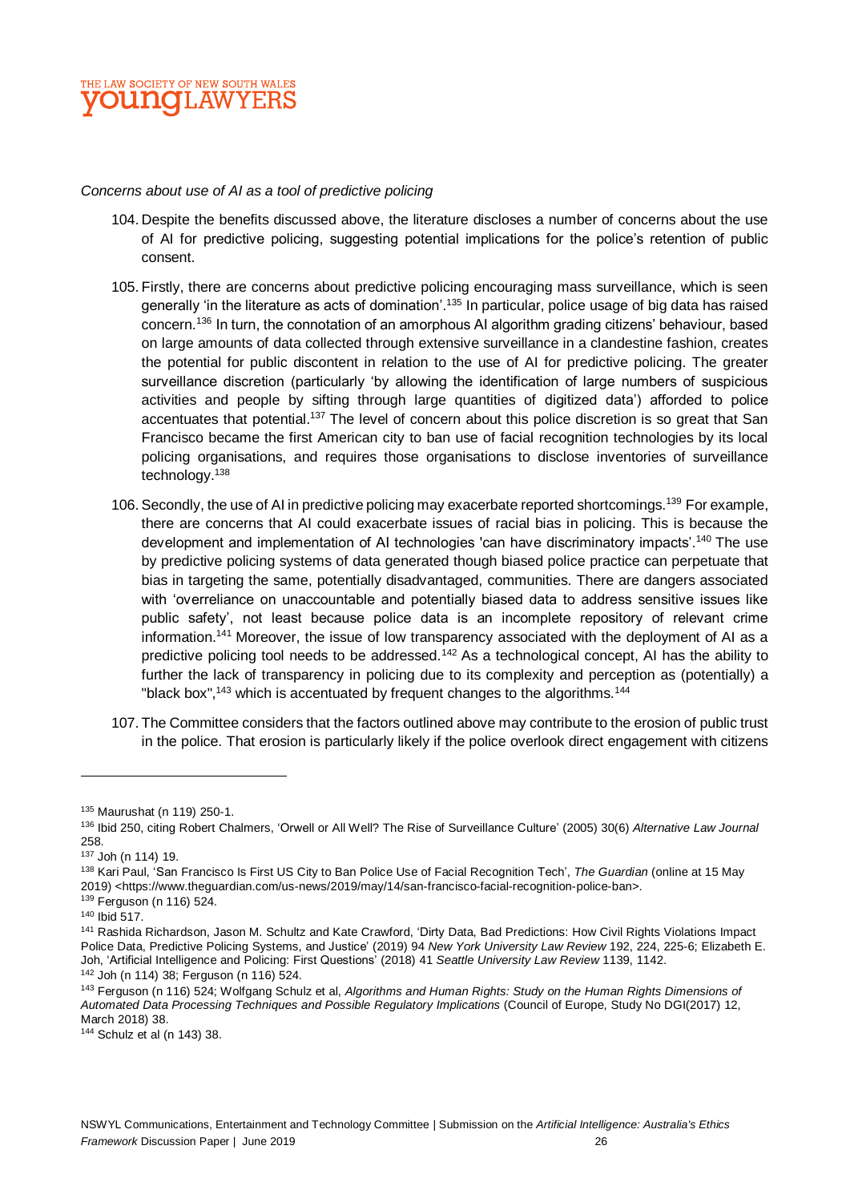*Concerns about use of AI as a tool of predictive policing*

104. Despite the benefits discussed above, the literature discloses a number of concerns about the use of AI for predictive policing, suggesting potential implications for the police's retention of public consent.

105. Firstly, there are concerns about predictive policing encouraging mass surveillance, which is seen generally 'in the literature as acts of domination'.[135] In particular, police usage of big data has raised concern.[136] In turn, the connotation of an amorphous AI algorithm grading citizens' behaviour, based on large amounts of data collected through extensive surveillance in a clandestine fashion, creates the potential for public discontent in relation to the use of AI for predictive policing. The greater surveillance discretion (particularly 'by allowing the identification of large numbers of suspicious activities and people by sifting through large quantities of digitized data') afforded to police accentuates that potential.[137] The level of concern about this police discretion is so great that San Francisco became the first American city to ban use of facial recognition technologies by its local policing organisations, and requires those organisations to disclose inventories of surveillance technology.[138]

106. Secondly, the use of AI in predictive policing may exacerbate reported shortcomings.[139] For example, there are concerns that AI could exacerbate issues of racial bias in policing. This is because the development and implementation of AI technologies 'can have discriminatory impacts'.[140] The use by predictive policing systems of data generated though biased police practice can perpetuate that bias in targeting the same, potentially disadvantaged, communities. There are dangers associated with 'overreliance on unaccountable and potentially biased data to address sensitive issues like public safety', not least because police data is an incomplete repository of relevant crime information.[141] Moreover, the issue of low transparency associated with the deployment of AI as a predictive policing tool needs to be addressed.[142] As a technological concept, AI has the ability to further the lack of transparency in policing due to its complexity and perception as (potentially) a "black box",[143] which is accentuated by frequent changes to the algorithms.[144]

107. The Committee considers that the factors outlined above may contribute to the erosion of public trust in the police. That erosion is particularly likely if the police overlook direct engagement with citizens

---

[135] Maurushat (n 119) 250-1.

[136] Ibid 250, citing Robert Chalmers, 'Orwell or All Well? The Rise of Surveillance Culture' (2005) 30(6) *Alternative Law Journal* 258.

[137] Joh (n 114) 19.

[138] Kari Paul, 'San Francisco Is First US City to Ban Police Use of Facial Recognition Tech', *The Guardian* (online at 15 May 2019) <https://www.theguardian.com/us-news/2019/may/14/san-francisco-facial-recognition-police-ban>.

[139] Ferguson (n 116) 524.

[140] Ibid 517.

[141] Rashida Richardson, Jason M. Schultz and Kate Crawford, 'Dirty Data, Bad Predictions: How Civil Rights Violations Impact Police Data, Predictive Policing Systems, and Justice' (2019) 94 *New York University Law Review* 192, 224, 225-6; Elizabeth E. Joh, 'Artificial Intelligence and Policing: First Questions' (2018) 41 *Seattle University Law Review* 1139, 1142.

[142] Joh (n 114) 38; Ferguson (n 116) 524.

[143] Ferguson (n 116) 524; Wolfgang Schulz et al, *Algorithms and Human Rights: Study on the Human Rights Dimensions of Automated Data Processing Techniques and Possible Regulatory Implications* (Council of Europe, Study No DGI(2017) 12, March 2018) 38.

[144] Schulz et al (n 143) 38.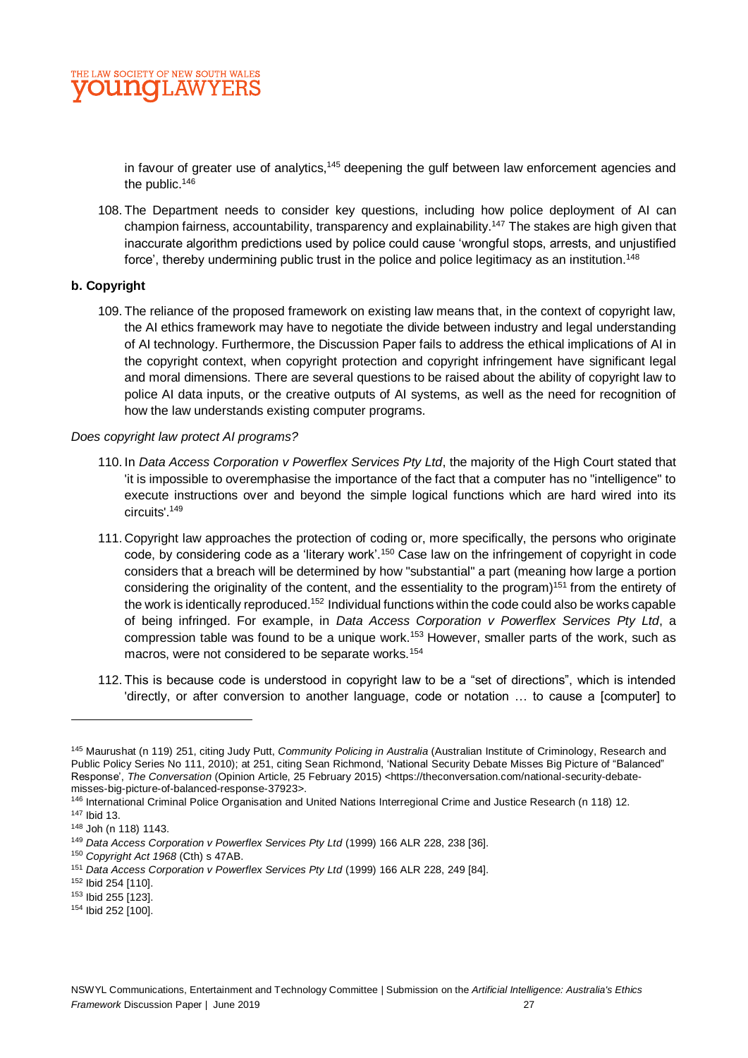in favour of greater use of analytics,[145] deepening the gulf between law enforcement agencies and the public.[146]

108. The Department needs to consider key questions, including how police deployment of AI can champion fairness, accountability, transparency and explainability.[147] The stakes are high given that inaccurate algorithm predictions used by police could cause 'wrongful stops, arrests, and unjustified force', thereby undermining public trust in the police and police legitimacy as an institution.[148]

### b. Copyright

109. The reliance of the proposed framework on existing law means that, in the context of copyright law, the AI ethics framework may have to negotiate the divide between industry and legal understanding of AI technology. Furthermore, the Discussion Paper fails to address the ethical implications of AI in the copyright context, when copyright protection and copyright infringement have significant legal and moral dimensions. There are several questions to be raised about the ability of copyright law to police AI data inputs, or the creative outputs of AI systems, as well as the need for recognition of how the law understands existing computer programs.

*Does copyright law protect AI programs?*

110. In *Data Access Corporation v Powerflex Services Pty Ltd*, the majority of the High Court stated that 'it is impossible to overemphasise the importance of the fact that a computer has no "intelligence" to execute instructions over and beyond the simple logical functions which are hard wired into its circuits'.[149]

111. Copyright law approaches the protection of coding or, more specifically, the persons who originate code, by considering code as a 'literary work'.[150] Case law on the infringement of copyright in code considers that a breach will be determined by how "substantial" a part (meaning how large a portion considering the originality of the content, and the essentiality to the program)[151] from the entirety of the work is identically reproduced.[152] Individual functions within the code could also be works capable of being infringed. For example, in *Data Access Corporation v Powerflex Services Pty Ltd*, a compression table was found to be a unique work.[153] However, smaller parts of the work, such as macros, were not considered to be separate works.[154]

112. This is because code is understood in copyright law to be a "set of directions", which is intended 'directly, or after conversion to another language, code or notation … to cause a [computer] to

---

[145] Maurushat (n 119) 251, citing Judy Putt, *Community Policing in Australia* (Australian Institute of Criminology, Research and Public Policy Series No 111, 2010); at 251, citing Sean Richmond, 'National Security Debate Misses Big Picture of "Balanced" Response', *The Conversation* (Opinion Article, 25 February 2015) <https://theconversation.com/national-security-debate-misses-big-picture-of-balanced-response-37923>.

[146] International Criminal Police Organisation and United Nations Interregional Crime and Justice Research (n 118) 12.

[147] Ibid 13.

[148] Joh (n 118) 1143.

[149] *Data Access Corporation v Powerflex Services Pty Ltd* (1999) 166 ALR 228, 238 [36].

[150] *Copyright Act 1968* (Cth) s 47AB.

[151] *Data Access Corporation v Powerflex Services Pty Ltd* (1999) 166 ALR 228, 249 [84].

[152] Ibid 254 [110].

[153] Ibid 255 [123].

[154] Ibid 252 [100].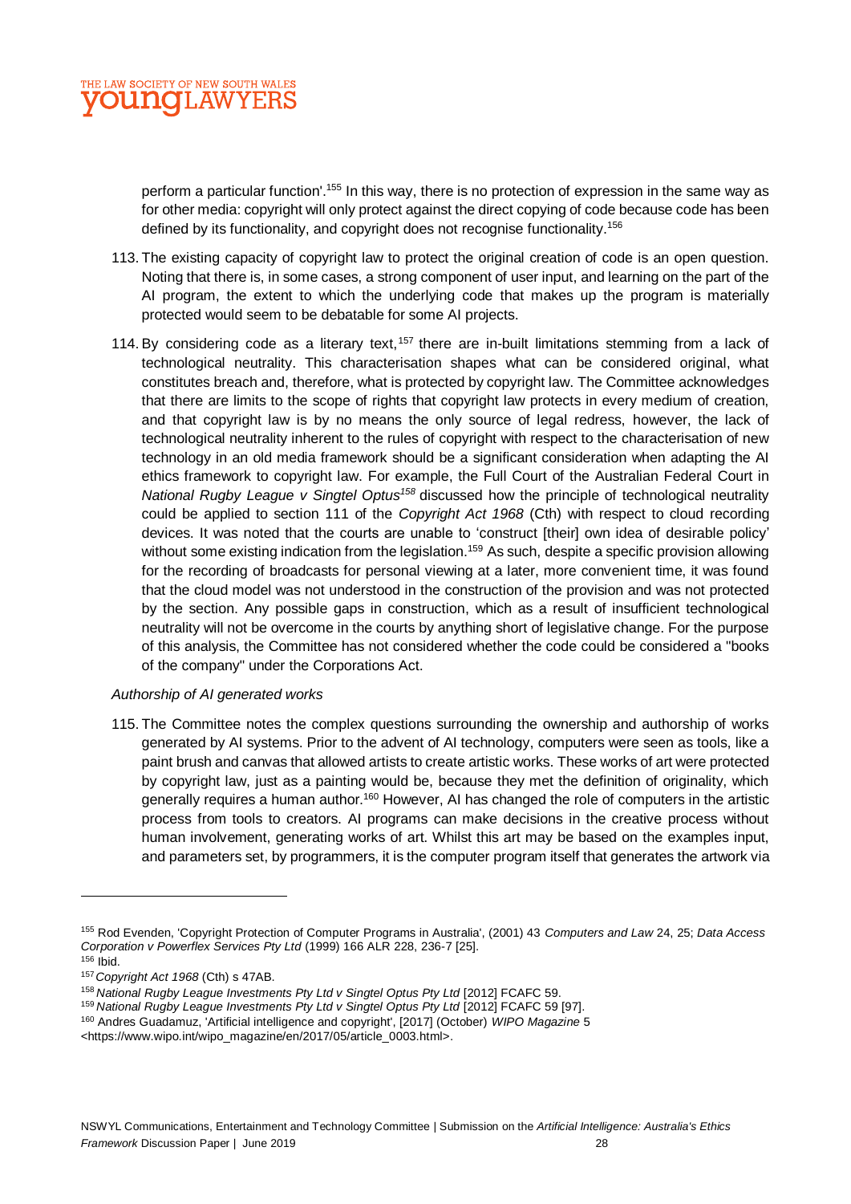perform a particular function'.[155] In this way, there is no protection of expression in the same way as for other media: copyright will only protect against the direct copying of code because code has been defined by its functionality, and copyright does not recognise functionality.[156]

113. The existing capacity of copyright law to protect the original creation of code is an open question. Noting that there is, in some cases, a strong component of user input, and learning on the part of the AI program, the extent to which the underlying code that makes up the program is materially protected would seem to be debatable for some AI projects.

114. By considering code as a literary text,[157] there are in-built limitations stemming from a lack of technological neutrality. This characterisation shapes what can be considered original, what constitutes breach and, therefore, what is protected by copyright law. The Committee acknowledges that there are limits to the scope of rights that copyright law protects in every medium of creation, and that copyright law is by no means the only source of legal redress, however, the lack of technological neutrality inherent to the rules of copyright with respect to the characterisation of new technology in an old media framework should be a significant consideration when adapting the AI ethics framework to copyright law. For example, the Full Court of the Australian Federal Court in *National Rugby League v Singtel Optus*[158] discussed how the principle of technological neutrality could be applied to section 111 of the *Copyright Act 1968* (Cth) with respect to cloud recording devices. It was noted that the courts are unable to 'construct [their] own idea of desirable policy' without some existing indication from the legislation.[159] As such, despite a specific provision allowing for the recording of broadcasts for personal viewing at a later, more convenient time, it was found that the cloud model was not understood in the construction of the provision and was not protected by the section. Any possible gaps in construction, which as a result of insufficient technological neutrality will not be overcome in the courts by anything short of legislative change. For the purpose of this analysis, the Committee has not considered whether the code could be considered a "books of the company" under the Corporations Act.

*Authorship of AI generated works*

115. The Committee notes the complex questions surrounding the ownership and authorship of works generated by AI systems. Prior to the advent of AI technology, computers were seen as tools, like a paint brush and canvas that allowed artists to create artistic works. These works of art were protected by copyright law, just as a painting would be, because they met the definition of originality, which generally requires a human author.[160] However, AI has changed the role of computers in the artistic process from tools to creators. AI programs can make decisions in the creative process without human involvement, generating works of art. Whilst this art may be based on the examples input, and parameters set, by programmers, it is the computer program itself that generates the artwork via

---

[155] Rod Evenden, 'Copyright Protection of Computer Programs in Australia', (2001) 43 *Computers and Law* 24, 25; *Data Access Corporation v Powerflex Services Pty Ltd* (1999) 166 ALR 228, 236-7 [25].

[156] Ibid.

[157] *Copyright Act 1968* (Cth) s 47AB.

[158] *National Rugby League Investments Pty Ltd v Singtel Optus Pty Ltd* [2012] FCAFC 59.

[159] *National Rugby League Investments Pty Ltd v Singtel Optus Pty Ltd* [2012] FCAFC 59 [97].

[160] Andres Guadamuz, 'Artificial intelligence and copyright', [2017] (October) *WIPO Magazine* 5 <https://www.wipo.int/wipo_magazine/en/2017/05/article_0003.html>.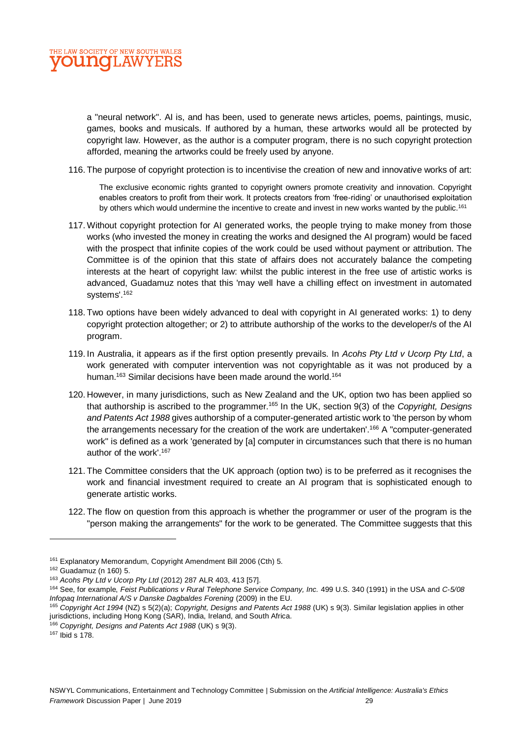a "neural network". AI is, and has been, used to generate news articles, poems, paintings, music, games, books and musicals. If authored by a human, these artworks would all be protected by copyright law. However, as the author is a computer program, there is no such copyright protection afforded, meaning the artworks could be freely used by anyone.

116. The purpose of copyright protection is to incentivise the creation of new and innovative works of art:

> The exclusive economic rights granted to copyright owners promote creativity and innovation. Copyright enables creators to profit from their work. It protects creators from 'free-riding' or unauthorised exploitation by others which would undermine the incentive to create and invest in new works wanted by the public.[161]

117. Without copyright protection for AI generated works, the people trying to make money from those works (who invested the money in creating the works and designed the AI program) would be faced with the prospect that infinite copies of the work could be used without payment or attribution. The Committee is of the opinion that this state of affairs does not accurately balance the competing interests at the heart of copyright law: whilst the public interest in the free use of artistic works is advanced, Guadamuz notes that this 'may well have a chilling effect on investment in automated systems'.[162]

118. Two options have been widely advanced to deal with copyright in AI generated works: 1) to deny copyright protection altogether; or 2) to attribute authorship of the works to the developer/s of the AI program.

119. In Australia, it appears as if the first option presently prevails. In *Acohs Pty Ltd v Ucorp Pty Ltd*, a work generated with computer intervention was not copyrightable as it was not produced by a human.[163] Similar decisions have been made around the world.[164]

120. However, in many jurisdictions, such as New Zealand and the UK, option two has been applied so that authorship is ascribed to the programmer.[165] In the UK, section 9(3) of the *Copyright, Designs and Patents Act 1988* gives authorship of a computer-generated artistic work to 'the person by whom the arrangements necessary for the creation of the work are undertaken'.[166] A "computer-generated work" is defined as a work 'generated by [a] computer in circumstances such that there is no human author of the work'.[167]

121. The Committee considers that the UK approach (option two) is to be preferred as it recognises the work and financial investment required to create an AI program that is sophisticated enough to generate artistic works.

122. The flow on question from this approach is whether the programmer or user of the program is the "person making the arrangements" for the work to be generated. The Committee suggests that this

---

[161] Explanatory Memorandum, Copyright Amendment Bill 2006 (Cth) 5.

[162] Guadamuz (n 160) 5.

[163] *Acohs Pty Ltd v Ucorp Pty Ltd* (2012) 287 ALR 403, 413 [57].

[164] See, for example, *Feist Publications v Rural Telephone Service Company, Inc.* 499 U.S. 340 (1991) in the USA and *C-5/08 Infopaq International A/S v Danske Dagbaldes Forening* (2009) in the EU.

[165] *Copyright Act 1994* (NZ) s 5(2)(a); *Copyright, Designs and Patents Act 1988* (UK) s 9(3). Similar legislation applies in other jurisdictions, including Hong Kong (SAR), India, Ireland, and South Africa.

[166] *Copyright, Designs and Patents Act 1988* (UK) s 9(3).

[167] Ibid s 178.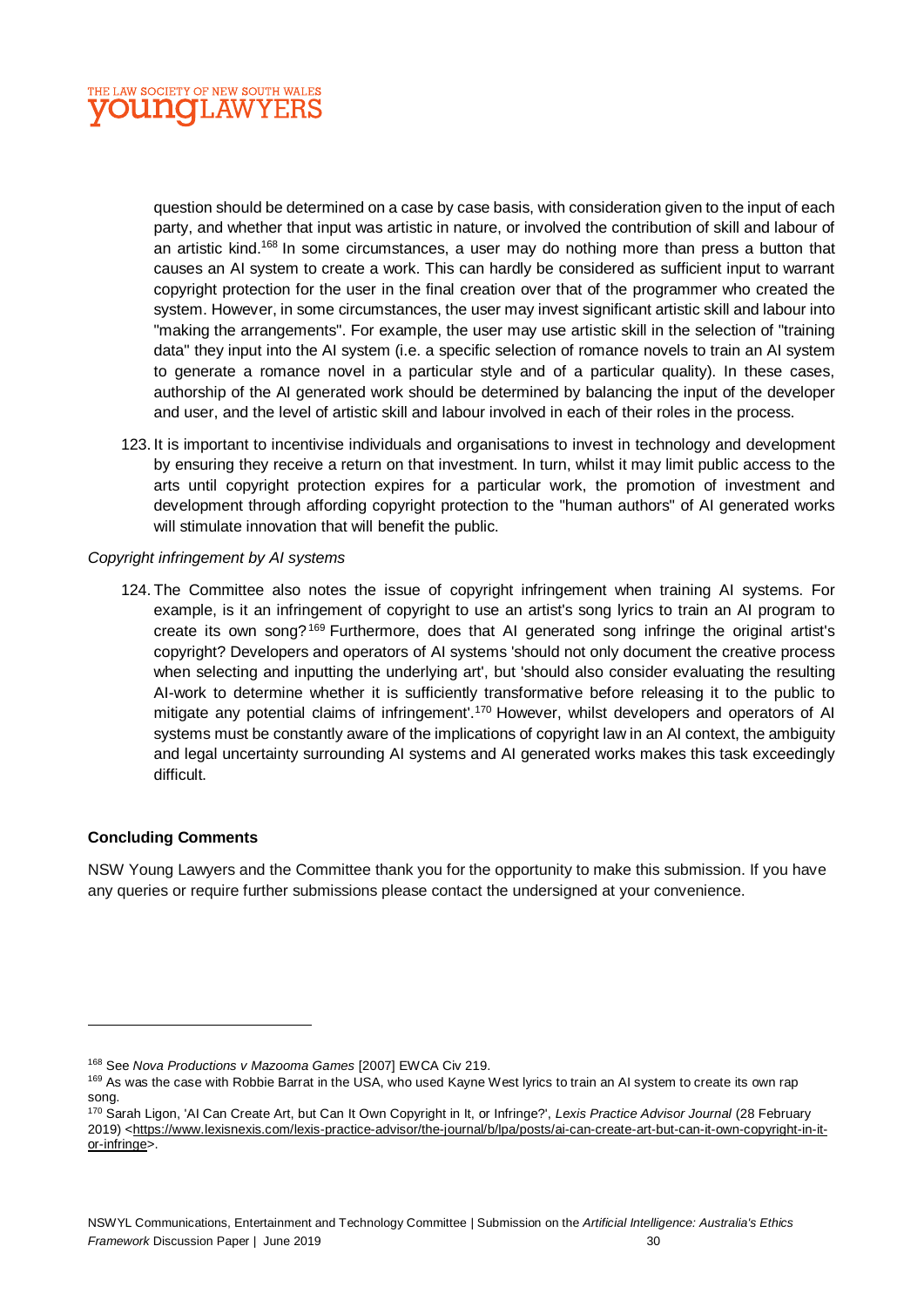question should be determined on a case by case basis, with consideration given to the input of each party, and whether that input was artistic in nature, or involved the contribution of skill and labour of an artistic kind.[168] In some circumstances, a user may do nothing more than press a button that causes an AI system to create a work. This can hardly be considered as sufficient input to warrant copyright protection for the user in the final creation over that of the programmer who created the system. However, in some circumstances, the user may invest significant artistic skill and labour into "making the arrangements". For example, the user may use artistic skill in the selection of "training data" they input into the AI system (i.e. a specific selection of romance novels to train an AI system to generate a romance novel in a particular style and of a particular quality). In these cases, authorship of the AI generated work should be determined by balancing the input of the developer and user, and the level of artistic skill and labour involved in each of their roles in the process.

123. It is important to incentivise individuals and organisations to invest in technology and development by ensuring they receive a return on that investment. In turn, whilst it may limit public access to the arts until copyright protection expires for a particular work, the promotion of investment and development through affording copyright protection to the "human authors" of AI generated works will stimulate innovation that will benefit the public.

*Copyright infringement by AI systems*

124. The Committee also notes the issue of copyright infringement when training AI systems. For example, is it an infringement of copyright to use an artist's song lyrics to train an AI program to create its own song?[169] Furthermore, does that AI generated song infringe the original artist's copyright? Developers and operators of AI systems 'should not only document the creative process when selecting and inputting the underlying art', but 'should also consider evaluating the resulting AI-work to determine whether it is sufficiently transformative before releasing it to the public to mitigate any potential claims of infringement'.[170] However, whilst developers and operators of AI systems must be constantly aware of the implications of copyright law in an AI context, the ambiguity and legal uncertainty surrounding AI systems and AI generated works makes this task exceedingly difficult.

**Concluding Comments**

NSW Young Lawyers and the Committee thank you for the opportunity to make this submission. If you have any queries or require further submissions please contact the undersigned at your convenience.

---

[168] See *Nova Productions v Mazooma Games* [2007] EWCA Civ 219.

[169] As was the case with Robbie Barrat in the USA, who used Kayne West lyrics to train an AI system to create its own rap song.

[170] Sarah Ligon, 'AI Can Create Art, but Can It Own Copyright in It, or Infringe?', *Lexis Practice Advisor Journal* (28 February 2019) <https://www.lexisnexis.com/lexis-practice-advisor/the-journal/b/lpa/posts/ai-can-create-art-but-can-it-own-copyright-in-it-or-infringe>.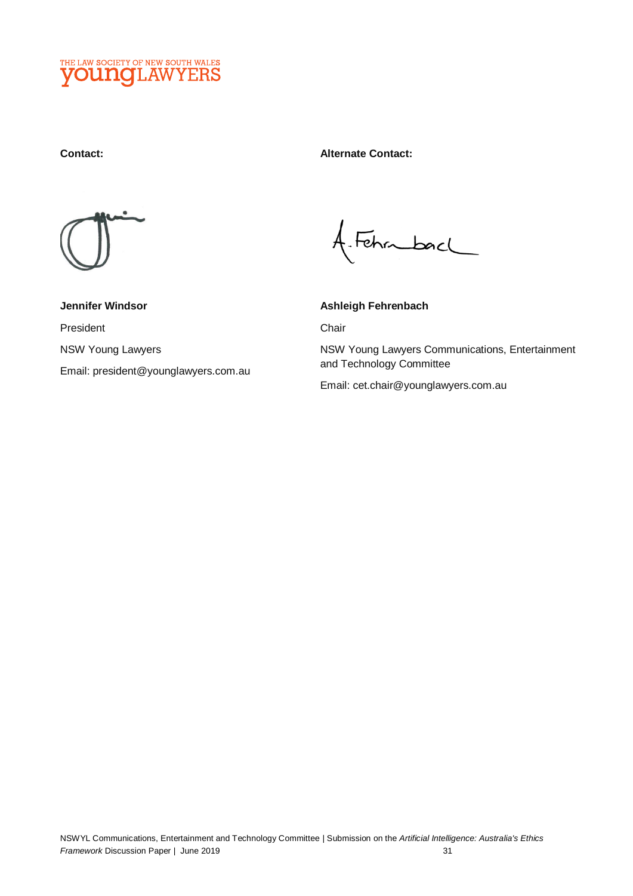**Contact:**

**Jennifer Windsor**

President

NSW Young Lawyers

Email: president@younglawyers.com.au

**Alternate Contact:**

**Ashleigh Fehrenbach**

Chair

NSW Young Lawyers Communications, Entertainment and Technology Committee

Email: cet.chair@younglawyers.com.au